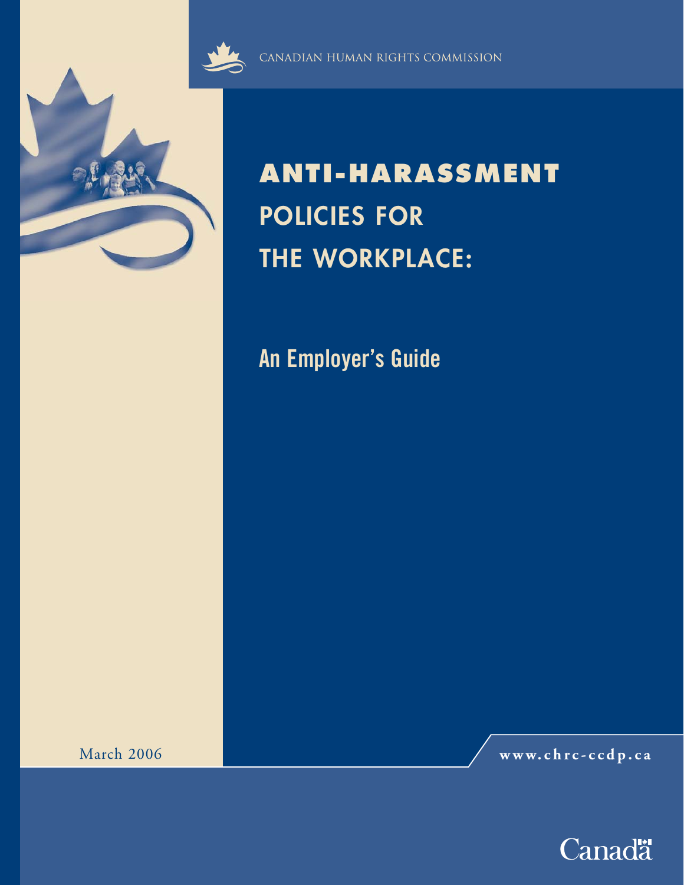CANADIAN HUMAN RIGHTS COMMISSION

# ANTI-HARASSMENT POLICIES FOR THE WORKPLACE:

## An Employer's Guide

March 2006

www.chrc-ccdp.ca

Canada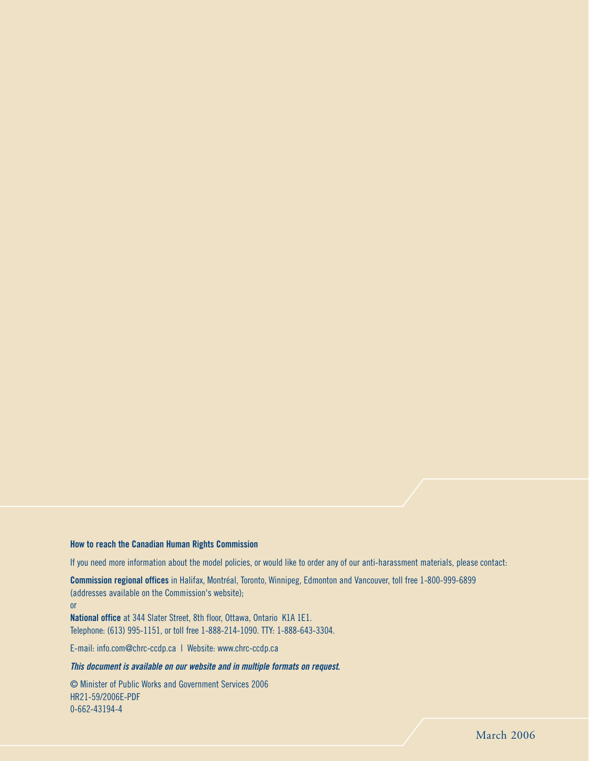**How to reach the Canadian Human Rights Commission**

If you need more information about the model policies, or would like to order any of our anti-harassment materials, please contact:

**Commission regional offices** in Halifax, Montréal, Toronto, Winnipeg, Edmonton and Vancouver, toll free 1-800-999-6899 (addresses available on the Commission's website);

or

**National office** at 344 Slater Street, 8th floor, Ottawa, Ontario K1A 1E1.
Telephone: (613) 995-1151, or toll free 1-888-214-1090. TTY: 1-888-643-3304.

E-mail: info.com@chrc-ccdp.ca | Website: www.chrc-ccdp.ca

***This document is available on our website and in multiple formats on request.***

© Minister of Public Works and Government Services 2006
HR21-59/2006E-PDF
0-662-43194-4

March 2006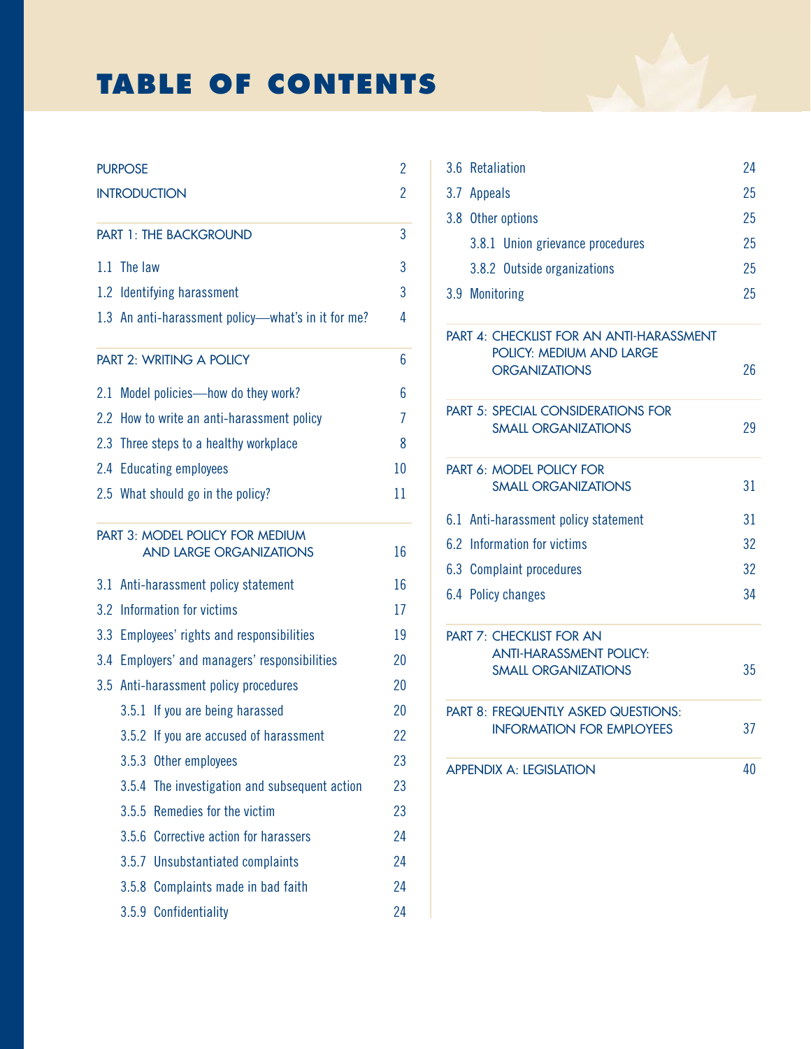# TABLE OF CONTENTS

| | |
|---|---|
| PURPOSE | 2 |
| INTRODUCTION | 2 |
| PART 1: THE BACKGROUND | 3 |
| 1.1 The law | 3 |
| 1.2 Identifying harassment | 3 |
| 1.3 An anti-harassment policy—what's in it for me? | 4 |
| PART 2: WRITING A POLICY | 6 |
| 2.1 Model policies—how do they work? | 6 |
| 2.2 How to write an anti-harassment policy | 7 |
| 2.3 Three steps to a healthy workplace | 8 |
| 2.4 Educating employees | 10 |
| 2.5 What should go in the policy? | 11 |
| PART 3: MODEL POLICY FOR MEDIUM AND LARGE ORGANIZATIONS | 16 |
| 3.1 Anti-harassment policy statement | 16 |
| 3.2 Information for victims | 17 |
| 3.3 Employees' rights and responsibilities | 19 |
| 3.4 Employers' and managers' responsibilities | 20 |
| 3.5 Anti-harassment policy procedures | 20 |
| 3.5.1 If you are being harassed | 20 |
| 3.5.2 If you are accused of harassment | 22 |
| 3.5.3 Other employees | 23 |
| 3.5.4 The investigation and subsequent action | 23 |
| 3.5.5 Remedies for the victim | 23 |
| 3.5.6 Corrective action for harassers | 24 |
| 3.5.7 Unsubstantiated complaints | 24 |
| 3.5.8 Complaints made in bad faith | 24 |
| 3.5.9 Confidentiality | 24 |
| 3.6 Retaliation | 24 |
| 3.7 Appeals | 25 |
| 3.8 Other options | 25 |
| 3.8.1 Union grievance procedures | 25 |
| 3.8.2 Outside organizations | 25 |
| 3.9 Monitoring | 25 |
| PART 4: CHECKLIST FOR AN ANTI-HARASSMENT POLICY: MEDIUM AND LARGE ORGANIZATIONS | 26 |
| PART 5: SPECIAL CONSIDERATIONS FOR SMALL ORGANIZATIONS | 29 |
| PART 6: MODEL POLICY FOR SMALL ORGANIZATIONS | 31 |
| 6.1 Anti-harassment policy statement | 31 |
| 6.2 Information for victims | 32 |
| 6.3 Complaint procedures | 32 |
| 6.4 Policy changes | 34 |
| PART 7: CHECKLIST FOR AN ANTI-HARASSMENT POLICY: SMALL ORGANIZATIONS | 35 |
| PART 8: FREQUENTLY ASKED QUESTIONS: INFORMATION FOR EMPLOYEES | 37 |
| APPENDIX A: LEGISLATION | 40 |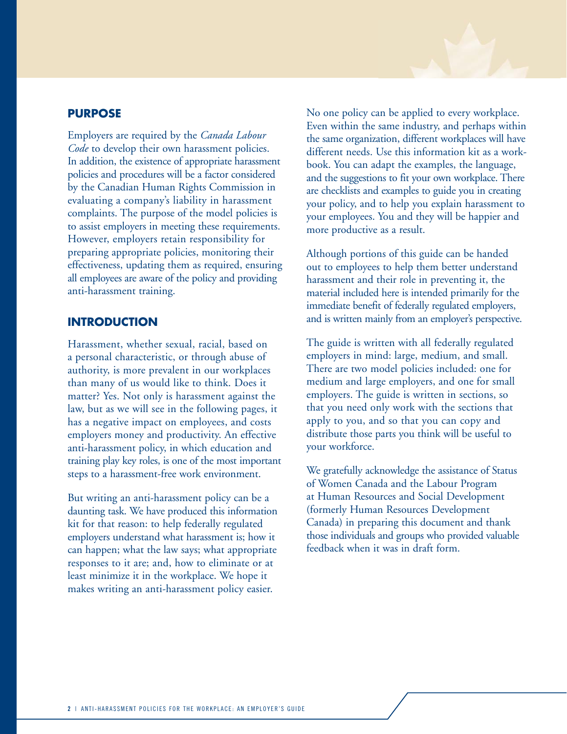## PURPOSE

Employers are required by the *Canada Labour Code* to develop their own harassment policies. In addition, the existence of appropriate harassment policies and procedures will be a factor considered by the Canadian Human Rights Commission in evaluating a company's liability in harassment complaints. The purpose of the model policies is to assist employers in meeting these requirements. However, employers retain responsibility for preparing appropriate policies, monitoring their effectiveness, updating them as required, ensuring all employees are aware of the policy and providing anti-harassment training.

## INTRODUCTION

Harassment, whether sexual, racial, based on a personal characteristic, or through abuse of authority, is more prevalent in our workplaces than many of us would like to think. Does it matter? Yes. Not only is harassment against the law, but as we will see in the following pages, it has a negative impact on employees, and costs employers money and productivity. An effective anti-harassment policy, in which education and training play key roles, is one of the most important steps to a harassment-free work environment.

But writing an anti-harassment policy can be a daunting task. We have produced this information kit for that reason: to help federally regulated employers understand what harassment is; how it can happen; what the law says; what appropriate responses to it are; and, how to eliminate or at least minimize it in the workplace. We hope it makes writing an anti-harassment policy easier.

No one policy can be applied to every workplace. Even within the same industry, and perhaps within the same organization, different workplaces will have different needs. Use this information kit as a workbook. You can adapt the examples, the language, and the suggestions to fit your own workplace. There are checklists and examples to guide you in creating your policy, and to help you explain harassment to your employees. You and they will be happier and more productive as a result.

Although portions of this guide can be handed out to employees to help them better understand harassment and their role in preventing it, the material included here is intended primarily for the immediate benefit of federally regulated employers, and is written mainly from an employer's perspective.

The guide is written with all federally regulated employers in mind: large, medium, and small. There are two model policies included: one for medium and large employers, and one for small employers. The guide is written in sections, so that you need only work with the sections that apply to you, and so that you can copy and distribute those parts you think will be useful to your workforce.

We gratefully acknowledge the assistance of Status of Women Canada and the Labour Program at Human Resources and Social Development (formerly Human Resources Development Canada) in preparing this document and thank those individuals and groups who provided valuable feedback when it was in draft form.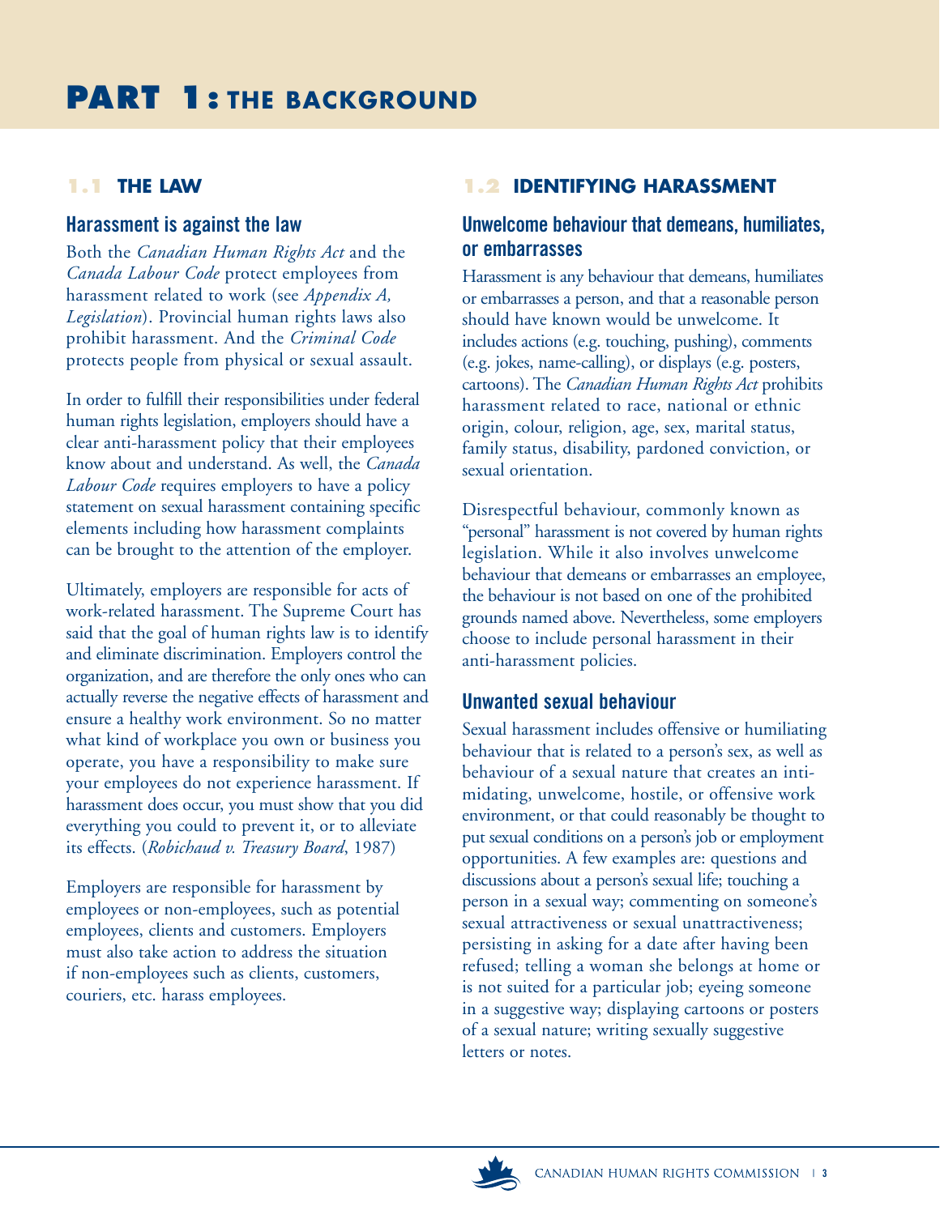# PART 1: THE BACKGROUND

## 1.1 THE LAW

### Harassment is against the law

Both the *Canadian Human Rights Act* and the *Canada Labour Code* protect employees from harassment related to work (see *Appendix A, Legislation*). Provincial human rights laws also prohibit harassment. And the *Criminal Code* protects people from physical or sexual assault.

In order to fulfill their responsibilities under federal human rights legislation, employers should have a clear anti-harassment policy that their employees know about and understand. As well, the *Canada Labour Code* requires employers to have a policy statement on sexual harassment containing specific elements including how harassment complaints can be brought to the attention of the employer.

Ultimately, employers are responsible for acts of work-related harassment. The Supreme Court has said that the goal of human rights law is to identify and eliminate discrimination. Employers control the organization, and are therefore the only ones who can actually reverse the negative effects of harassment and ensure a healthy work environment. So no matter what kind of workplace you own or business you operate, you have a responsibility to make sure your employees do not experience harassment. If harassment does occur, you must show that you did everything you could to prevent it, or to alleviate its effects. (*Robichaud v. Treasury Board*, 1987)

Employers are responsible for harassment by employees or non-employees, such as potential employees, clients and customers. Employers must also take action to address the situation if non-employees such as clients, customers, couriers, etc. harass employees.

## 1.2 IDENTIFYING HARASSMENT

### Unwelcome behaviour that demeans, humiliates, or embarrasses

Harassment is any behaviour that demeans, humiliates or embarrasses a person, and that a reasonable person should have known would be unwelcome. It includes actions (e.g. touching, pushing), comments (e.g. jokes, name-calling), or displays (e.g. posters, cartoons). The *Canadian Human Rights Act* prohibits harassment related to race, national or ethnic origin, colour, religion, age, sex, marital status, family status, disability, pardoned conviction, or sexual orientation.

Disrespectful behaviour, commonly known as "personal" harassment is not covered by human rights legislation. While it also involves unwelcome behaviour that demeans or embarrasses an employee, the behaviour is not based on one of the prohibited grounds named above. Nevertheless, some employers choose to include personal harassment in their anti-harassment policies.

### Unwanted sexual behaviour

Sexual harassment includes offensive or humiliating behaviour that is related to a person's sex, as well as behaviour of a sexual nature that creates an intimidating, unwelcome, hostile, or offensive work environment, or that could reasonably be thought to put sexual conditions on a person's job or employment opportunities. A few examples are: questions and discussions about a person's sexual life; touching a person in a sexual way; commenting on someone's sexual attractiveness or sexual unattractiveness; persisting in asking for a date after having been refused; telling a woman she belongs at home or is not suited for a particular job; eyeing someone in a suggestive way; displaying cartoons or posters of a sexual nature; writing sexually suggestive letters or notes.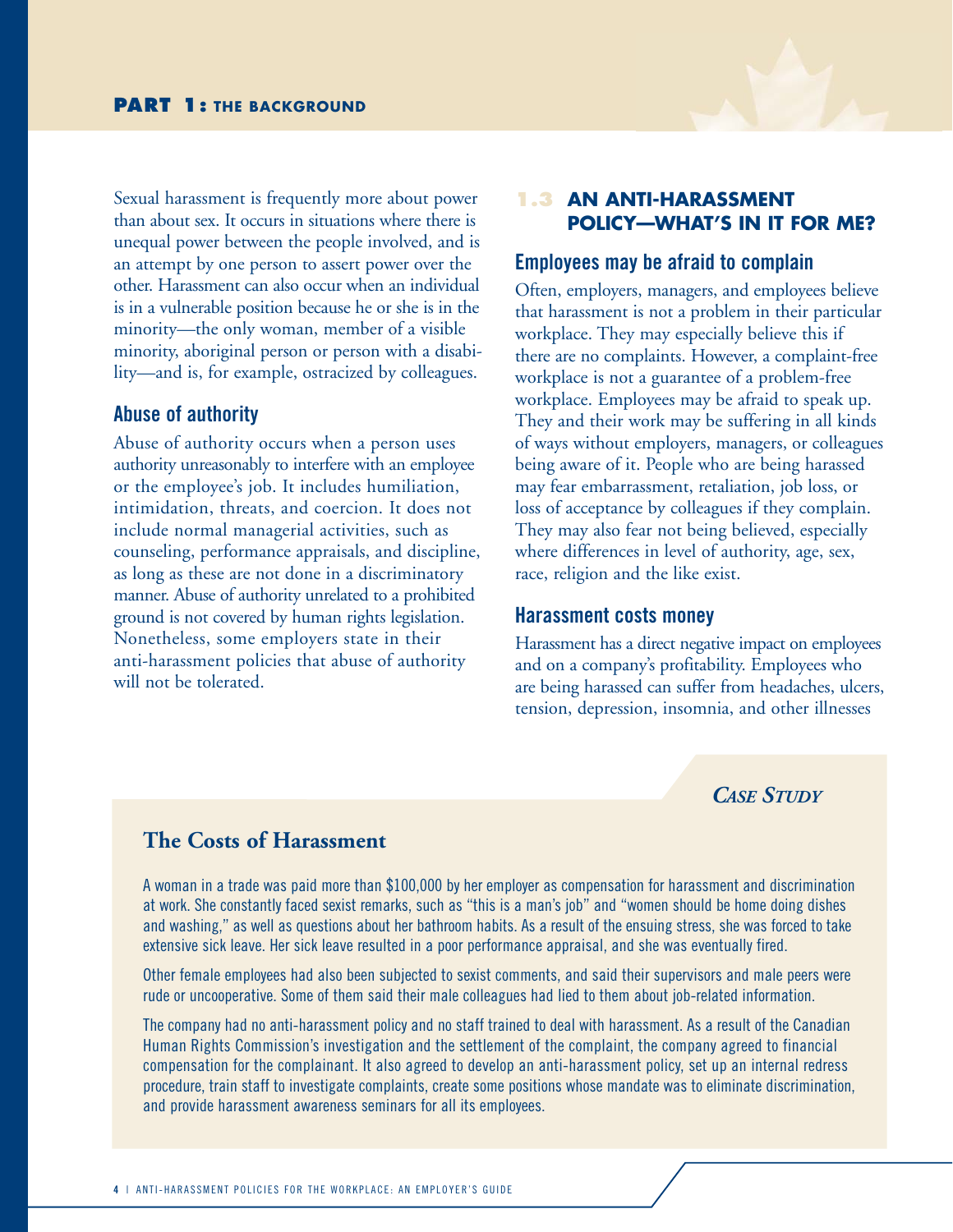Sexual harassment is frequently more about power than about sex. It occurs in situations where there is unequal power between the people involved, and is an attempt by one person to assert power over the other. Harassment can also occur when an individual is in a vulnerable position because he or she is in the minority—the only woman, member of a visible minority, aboriginal person or person with a disability—and is, for example, ostracized by colleagues.

### Abuse of authority

Abuse of authority occurs when a person uses authority unreasonably to interfere with an employee or the employee's job. It includes humiliation, intimidation, threats, and coercion. It does not include normal managerial activities, such as counseling, performance appraisals, and discipline, as long as these are not done in a discriminatory manner. Abuse of authority unrelated to a prohibited ground is not covered by human rights legislation. Nonetheless, some employers state in their anti-harassment policies that abuse of authority will not be tolerated.

## 1.3 AN ANTI-HARASSMENT POLICY—WHAT'S IN IT FOR ME?

### Employees may be afraid to complain

Often, employers, managers, and employees believe that harassment is not a problem in their particular workplace. They may especially believe this if there are no complaints. However, a complaint-free workplace is not a guarantee of a problem-free workplace. Employees may be afraid to speak up. They and their work may be suffering in all kinds of ways without employers, managers, or colleagues being aware of it. People who are being harassed may fear embarrassment, retaliation, job loss, or loss of acceptance by colleagues if they complain. They may also fear not being believed, especially where differences in level of authority, age, sex, race, religion and the like exist.

### Harassment costs money

Harassment has a direct negative impact on employees and on a company's profitability. Employees who are being harassed can suffer from headaches, ulcers, tension, depression, insomnia, and other illnesses

*Case Study*

### The Costs of Harassment

A woman in a trade was paid more than $100,000 by her employer as compensation for harassment and discrimination at work. She constantly faced sexist remarks, such as "this is a man's job" and "women should be home doing dishes and washing," as well as questions about her bathroom habits. As a result of the ensuing stress, she was forced to take extensive sick leave. Her sick leave resulted in a poor performance appraisal, and she was eventually fired.

Other female employees had also been subjected to sexist comments, and said their supervisors and male peers were rude or uncooperative. Some of them said their male colleagues had lied to them about job-related information.

The company had no anti-harassment policy and no staff trained to deal with harassment. As a result of the Canadian Human Rights Commission's investigation and the settlement of the complaint, the company agreed to financial compensation for the complainant. It also agreed to develop an anti-harassment policy, set up an internal redress procedure, train staff to investigate complaints, create some positions whose mandate was to eliminate discrimination, and provide harassment awareness seminars for all its employees.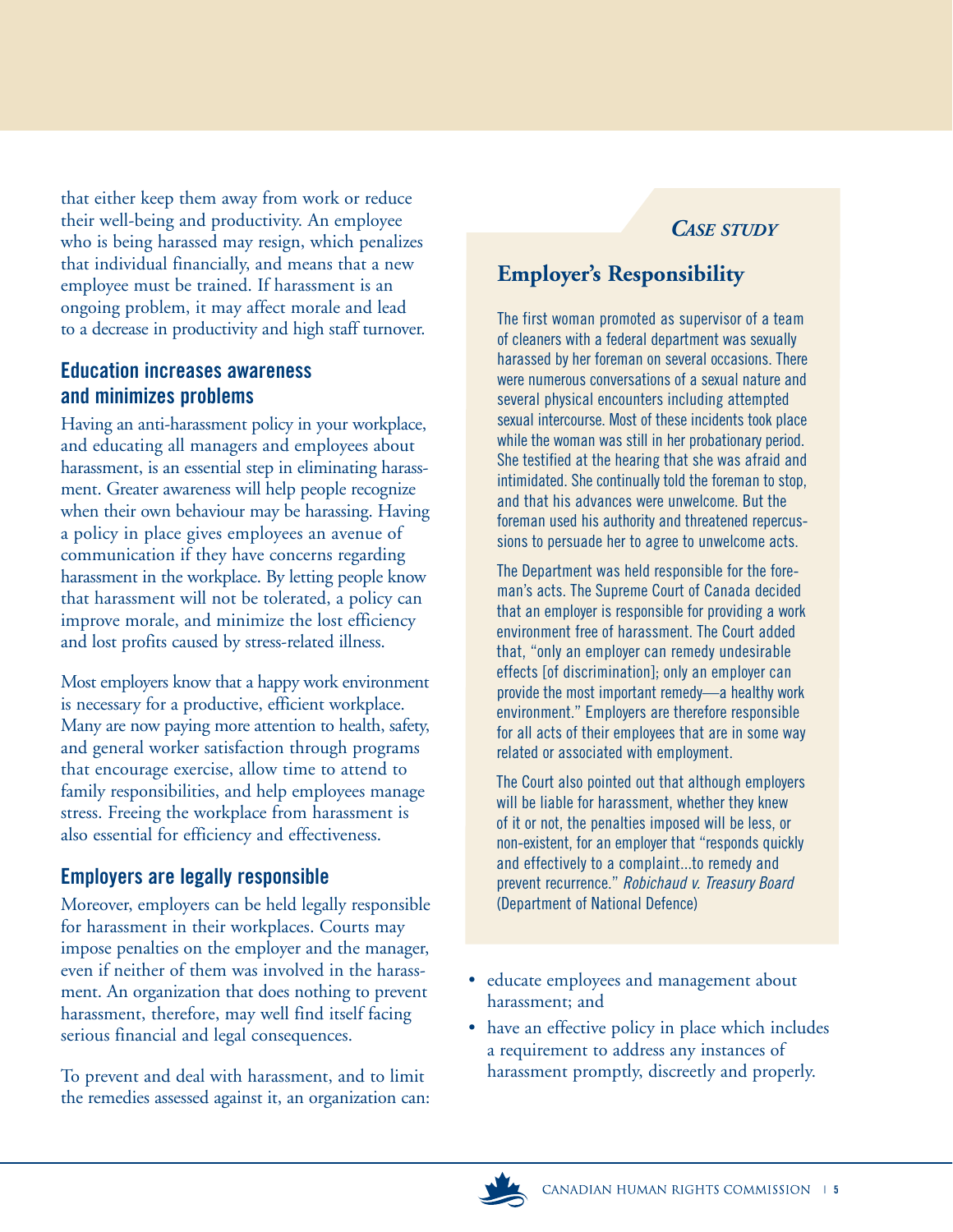that either keep them away from work or reduce their well-being and productivity. An employee who is being harassed may resign, which penalizes that individual financially, and means that a new employee must be trained. If harassment is an ongoing problem, it may affect morale and lead to a decrease in productivity and high staff turnover.

### Education increases awareness and minimizes problems

Having an anti-harassment policy in your workplace, and educating all managers and employees about harassment, is an essential step in eliminating harassment. Greater awareness will help people recognize when their own behaviour may be harassing. Having a policy in place gives employees an avenue of communication if they have concerns regarding harassment in the workplace. By letting people know that harassment will not be tolerated, a policy can improve morale, and minimize the lost efficiency and lost profits caused by stress-related illness.

Most employers know that a happy work environment is necessary for a productive, efficient workplace. Many are now paying more attention to health, safety, and general worker satisfaction through programs that encourage exercise, allow time to attend to family responsibilities, and help employees manage stress. Freeing the workplace from harassment is also essential for efficiency and effectiveness.

### Employers are legally responsible

Moreover, employers can be held legally responsible for harassment in their workplaces. Courts may impose penalties on the employer and the manager, even if neither of them was involved in the harassment. An organization that does nothing to prevent harassment, therefore, may well find itself facing serious financial and legal consequences.

To prevent and deal with harassment, and to limit the remedies assessed against it, an organization can:

- educate employees and management about harassment; and
- have an effective policy in place which includes a requirement to address any instances of harassment promptly, discreetly and properly.

*CASE STUDY*

## Employer's Responsibility

The first woman promoted as supervisor of a team of cleaners with a federal department was sexually harassed by her foreman on several occasions. There were numerous conversations of a sexual nature and several physical encounters including attempted sexual intercourse. Most of these incidents took place while the woman was still in her probationary period. She testified at the hearing that she was afraid and intimidated. She continually told the foreman to stop, and that his advances were unwelcome. But the foreman used his authority and threatened repercussions to persuade her to agree to unwelcome acts.

The Department was held responsible for the foreman's acts. The Supreme Court of Canada decided that an employer is responsible for providing a work environment free of harassment. The Court added that, "only an employer can remedy undesirable effects [of discrimination]; only an employer can provide the most important remedy—a healthy work environment." Employers are therefore responsible for all acts of their employees that are in some way related or associated with employment.

The Court also pointed out that although employers will be liable for harassment, whether they knew of it or not, the penalties imposed will be less, or non-existent, for an employer that "responds quickly and effectively to a complaint...to remedy and prevent recurrence." *Robichaud v. Treasury Board* (Department of National Defence)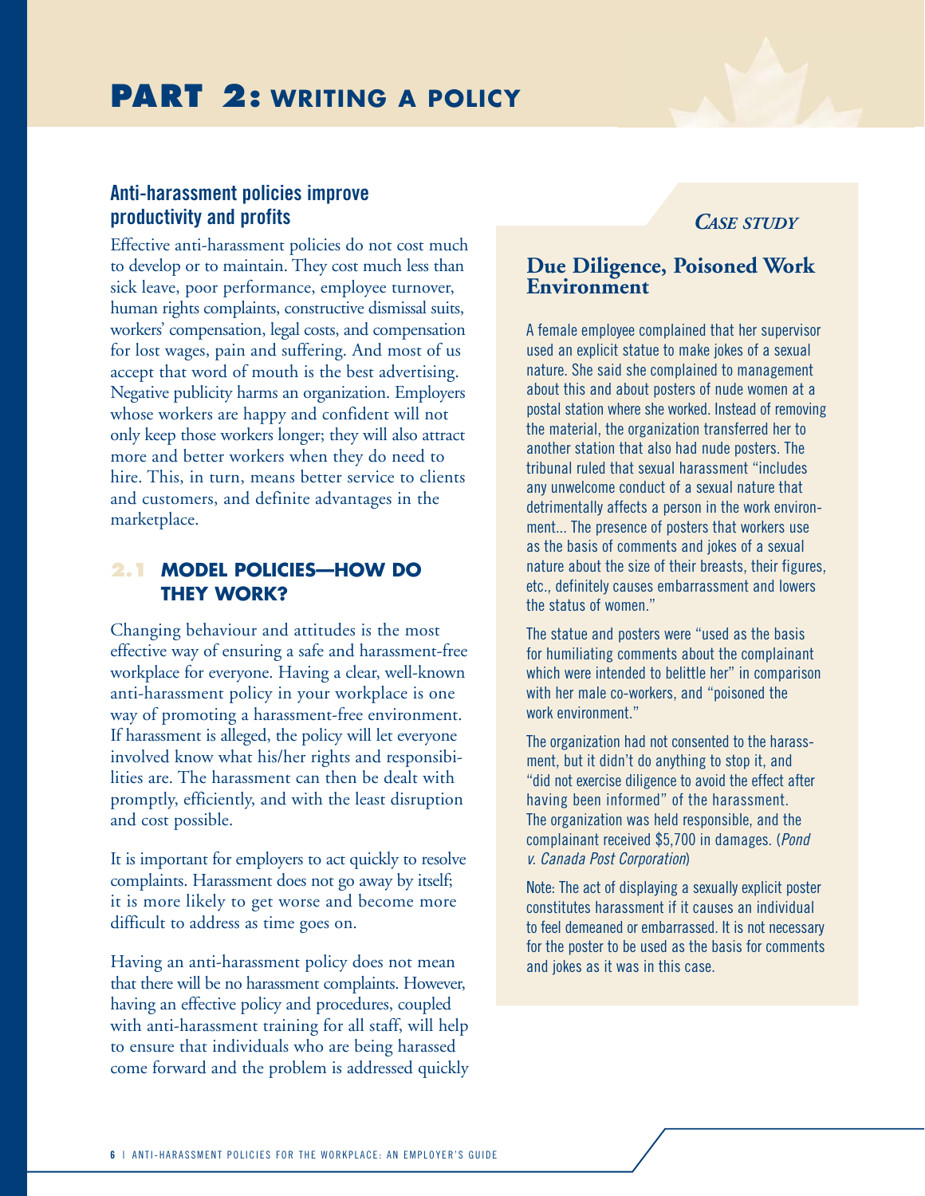# PART 2: WRITING A POLICY

### Anti-harassment policies improve productivity and profits

Effective anti-harassment policies do not cost much to develop or to maintain. They cost much less than sick leave, poor performance, employee turnover, human rights complaints, constructive dismissal suits, workers' compensation, legal costs, and compensation for lost wages, pain and suffering. And most of us accept that word of mouth is the best advertising. Negative publicity harms an organization. Employers whose workers are happy and confident will not only keep those workers longer; they will also attract more and better workers when they do need to hire. This, in turn, means better service to clients and customers, and definite advantages in the marketplace.

## 2.1 MODEL POLICIES—HOW DO THEY WORK?

Changing behaviour and attitudes is the most effective way of ensuring a safe and harassment-free workplace for everyone. Having a clear, well-known anti-harassment policy in your workplace is one way of promoting a harassment-free environment. If harassment is alleged, the policy will let everyone involved know what his/her rights and responsibilities are. The harassment can then be dealt with promptly, efficiently, and with the least disruption and cost possible.

It is important for employers to act quickly to resolve complaints. Harassment does not go away by itself; it is more likely to get worse and become more difficult to address as time goes on.

Having an anti-harassment policy does not mean that there will be no harassment complaints. However, having an effective policy and procedures, coupled with anti-harassment training for all staff, will help to ensure that individuals who are being harassed come forward and the problem is addressed quickly

*CASE STUDY*

### Due Diligence, Poisoned Work Environment

A female employee complained that her supervisor used an explicit statue to make jokes of a sexual nature. She said she complained to management about this and about posters of nude women at a postal station where she worked. Instead of removing the material, the organization transferred her to another station that also had nude posters. The tribunal ruled that sexual harassment "includes any unwelcome conduct of a sexual nature that detrimentally affects a person in the work environment... The presence of posters that workers use as the basis of comments and jokes of a sexual nature about the size of their breasts, their figures, etc., definitely causes embarrassment and lowers the status of women."

The statue and posters were "used as the basis for humiliating comments about the complainant which were intended to belittle her" in comparison with her male co-workers, and "poisoned the work environment."

The organization had not consented to the harassment, but it didn't do anything to stop it, and "did not exercise diligence to avoid the effect after having been informed" of the harassment. The organization was held responsible, and the complainant received $5,700 in damages. (*Pond v. Canada Post Corporation*)

Note: The act of displaying a sexually explicit poster constitutes harassment if it causes an individual to feel demeaned or embarrassed. It is not necessary for the poster to be used as the basis for comments and jokes as it was in this case.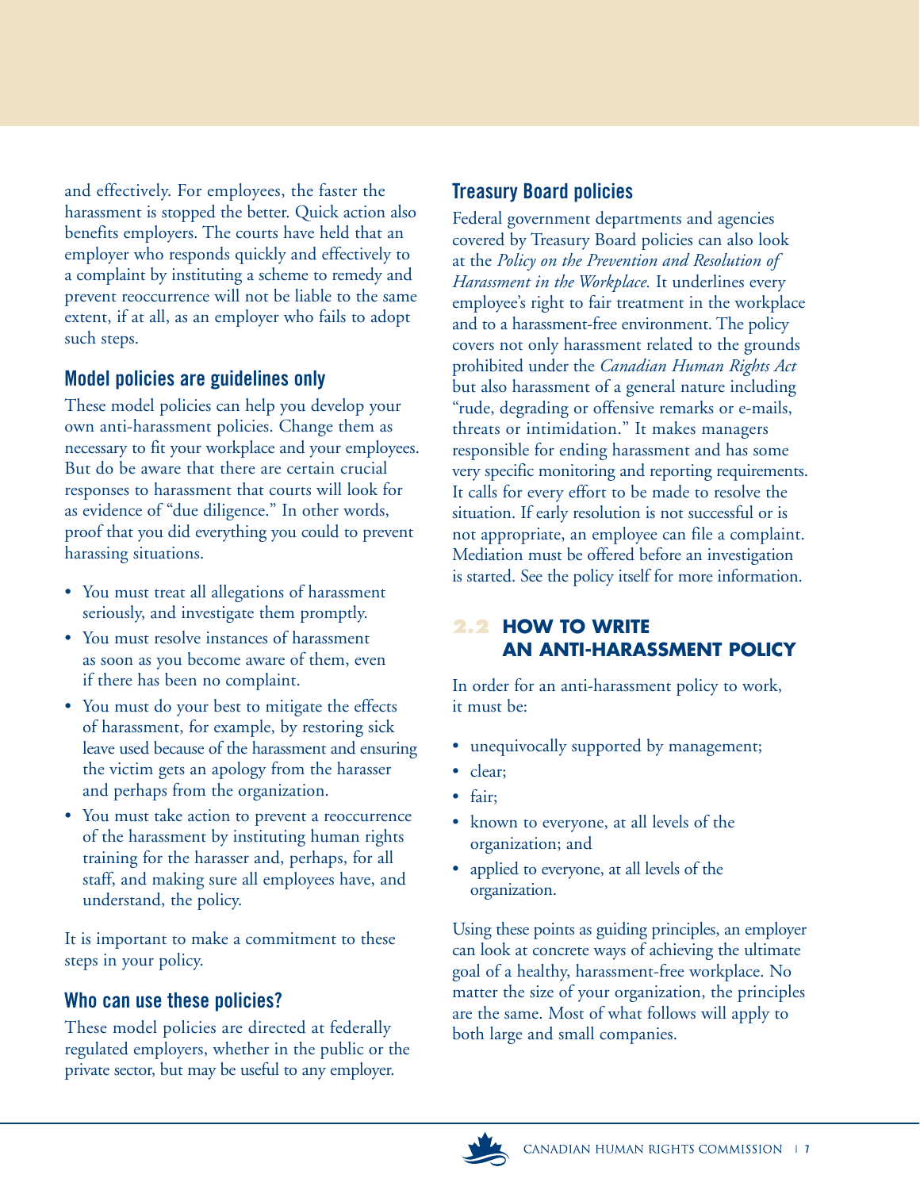and effectively. For employees, the faster the harassment is stopped the better. Quick action also benefits employers. The courts have held that an employer who responds quickly and effectively to a complaint by instituting a scheme to remedy and prevent reoccurrence will not be liable to the same extent, if at all, as an employer who fails to adopt such steps.

### Model policies are guidelines only

These model policies can help you develop your own anti-harassment policies. Change them as necessary to fit your workplace and your employees. But do be aware that there are certain crucial responses to harassment that courts will look for as evidence of "due diligence." In other words, proof that you did everything you could to prevent harassing situations.

- You must treat all allegations of harassment seriously, and investigate them promptly.
- You must resolve instances of harassment as soon as you become aware of them, even if there has been no complaint.
- You must do your best to mitigate the effects of harassment, for example, by restoring sick leave used because of the harassment and ensuring the victim gets an apology from the harasser and perhaps from the organization.
- You must take action to prevent a reoccurrence of the harassment by instituting human rights training for the harasser and, perhaps, for all staff, and making sure all employees have, and understand, the policy.

It is important to make a commitment to these steps in your policy.

### Who can use these policies?

These model policies are directed at federally regulated employers, whether in the public or the private sector, but may be useful to any employer.

### Treasury Board policies

Federal government departments and agencies covered by Treasury Board policies can also look at the *Policy on the Prevention and Resolution of Harassment in the Workplace.* It underlines every employee's right to fair treatment in the workplace and to a harassment-free environment. The policy covers not only harassment related to the grounds prohibited under the *Canadian Human Rights Act* but also harassment of a general nature including "rude, degrading or offensive remarks or e-mails, threats or intimidation." It makes managers responsible for ending harassment and has some very specific monitoring and reporting requirements. It calls for every effort to be made to resolve the situation. If early resolution is not successful or is not appropriate, an employee can file a complaint. Mediation must be offered before an investigation is started. See the policy itself for more information.

## 2.2 HOW TO WRITE AN ANTI-HARASSMENT POLICY

In order for an anti-harassment policy to work, it must be:

- unequivocally supported by management;
- clear;
- fair;
- known to everyone, at all levels of the organization; and
- applied to everyone, at all levels of the organization.

Using these points as guiding principles, an employer can look at concrete ways of achieving the ultimate goal of a healthy, harassment-free workplace. No matter the size of your organization, the principles are the same. Most of what follows will apply to both large and small companies.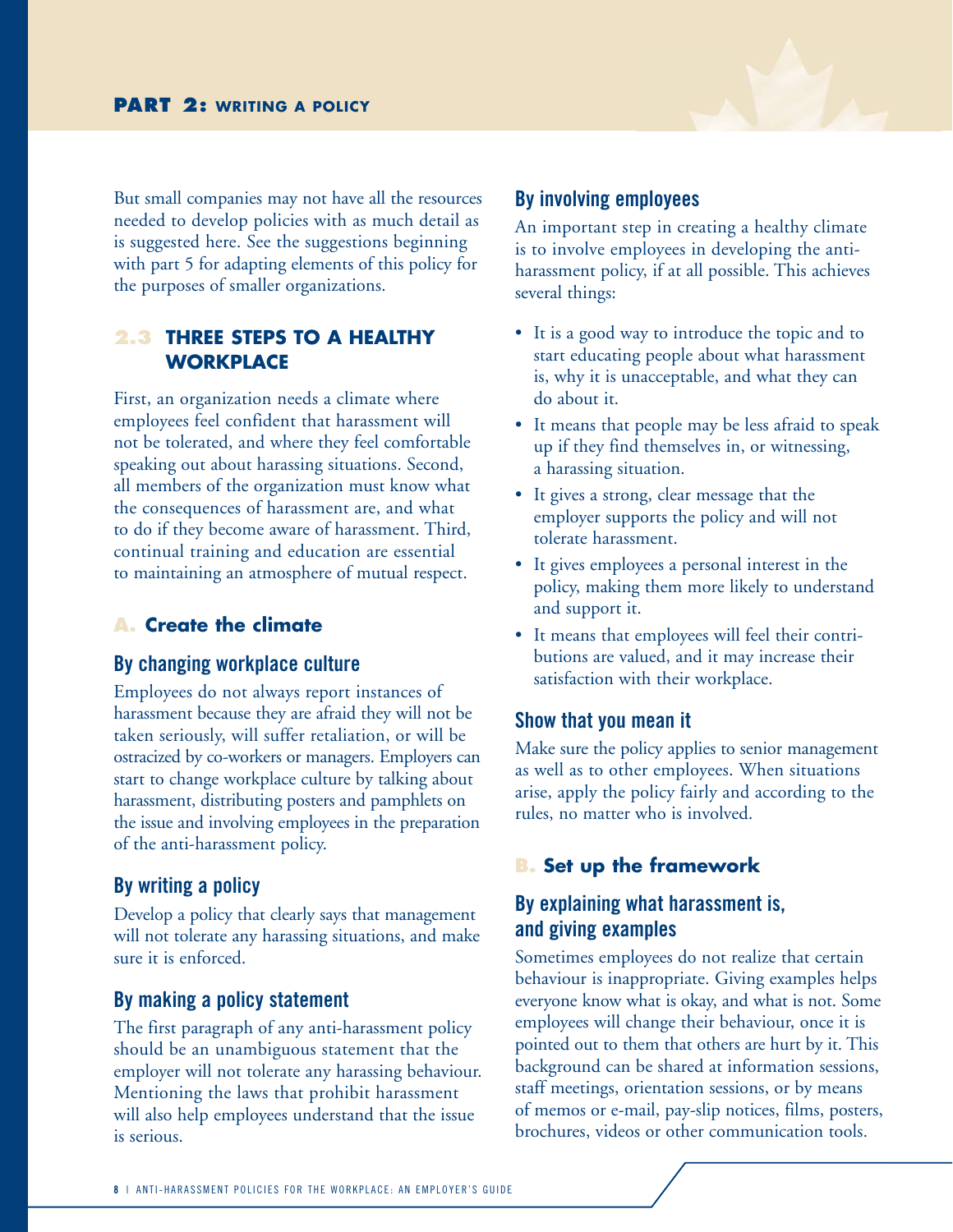But small companies may not have all the resources needed to develop policies with as much detail as is suggested here. See the suggestions beginning with part 5 for adapting elements of this policy for the purposes of smaller organizations.

## 2.3 THREE STEPS TO A HEALTHY WORKPLACE

First, an organization needs a climate where employees feel confident that harassment will not be tolerated, and where they feel comfortable speaking out about harassing situations. Second, all members of the organization must know what the consequences of harassment are, and what to do if they become aware of harassment. Third, continual training and education are essential to maintaining an atmosphere of mutual respect.

### A. Create the climate

#### By changing workplace culture

Employees do not always report instances of harassment because they are afraid they will not be taken seriously, will suffer retaliation, or will be ostracized by co-workers or managers. Employers can start to change workplace culture by talking about harassment, distributing posters and pamphlets on the issue and involving employees in the preparation of the anti-harassment policy.

#### By writing a policy

Develop a policy that clearly says that management will not tolerate any harassing situations, and make sure it is enforced.

#### By making a policy statement

The first paragraph of any anti-harassment policy should be an unambiguous statement that the employer will not tolerate any harassing behaviour. Mentioning the laws that prohibit harassment will also help employees understand that the issue is serious.

#### By involving employees

An important step in creating a healthy climate is to involve employees in developing the anti-harassment policy, if at all possible. This achieves several things:

- It is a good way to introduce the topic and to start educating people about what harassment is, why it is unacceptable, and what they can do about it.
- It means that people may be less afraid to speak up if they find themselves in, or witnessing, a harassing situation.
- It gives a strong, clear message that the employer supports the policy and will not tolerate harassment.
- It gives employees a personal interest in the policy, making them more likely to understand and support it.
- It means that employees will feel their contributions are valued, and it may increase their satisfaction with their workplace.

#### Show that you mean it

Make sure the policy applies to senior management as well as to other employees. When situations arise, apply the policy fairly and according to the rules, no matter who is involved.

### B. Set up the framework

#### By explaining what harassment is, and giving examples

Sometimes employees do not realize that certain behaviour is inappropriate. Giving examples helps everyone know what is okay, and what is not. Some employees will change their behaviour, once it is pointed out to them that others are hurt by it. This background can be shared at information sessions, staff meetings, orientation sessions, or by means of memos or e-mail, pay-slip notices, films, posters, brochures, videos or other communication tools.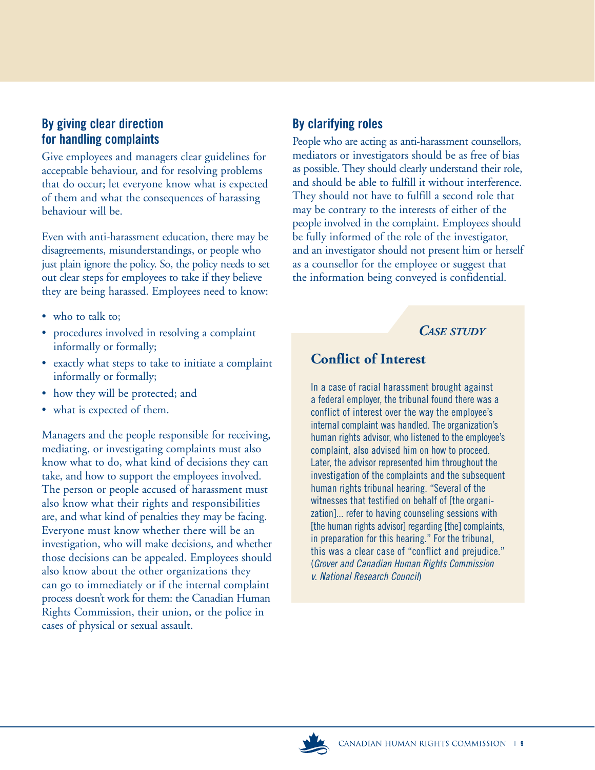### By giving clear direction for handling complaints

Give employees and managers clear guidelines for acceptable behaviour, and for resolving problems that do occur; let everyone know what is expected of them and what the consequences of harassing behaviour will be.

Even with anti-harassment education, there may be disagreements, misunderstandings, or people who just plain ignore the policy. So, the policy needs to set out clear steps for employees to take if they believe they are being harassed. Employees need to know:

- who to talk to;
- procedures involved in resolving a complaint informally or formally;
- exactly what steps to take to initiate a complaint informally or formally;
- how they will be protected; and
- what is expected of them.

Managers and the people responsible for receiving, mediating, or investigating complaints must also know what to do, what kind of decisions they can take, and how to support the employees involved. The person or people accused of harassment must also know what their rights and responsibilities are, and what kind of penalties they may be facing. Everyone must know whether there will be an investigation, who will make decisions, and whether those decisions can be appealed. Employees should also know about the other organizations they can go to immediately or if the internal complaint process doesn't work for them: the Canadian Human Rights Commission, their union, or the police in cases of physical or sexual assault.

### By clarifying roles

People who are acting as anti-harassment counsellors, mediators or investigators should be as free of bias as possible. They should clearly understand their role, and should be able to fulfill it without interference. They should not have to fulfill a second role that may be contrary to the interests of either of the people involved in the complaint. Employees should be fully informed of the role of the investigator, and an investigator should not present him or herself as a counsellor for the employee or suggest that the information being conveyed is confidential.

***Case study***

## Conflict of Interest

In a case of racial harassment brought against a federal employer, the tribunal found there was a conflict of interest over the way the employee's internal complaint was handled. The organization's human rights advisor, who listened to the employee's complaint, also advised him on how to proceed. Later, the advisor represented him throughout the investigation of the complaints and the subsequent human rights tribunal hearing. "Several of the witnesses that testified on behalf of [the organization]... refer to having counseling sessions with [the human rights advisor] regarding [the] complaints, in preparation for this hearing." For the tribunal, this was a clear case of "conflict and prejudice." (*Grover and Canadian Human Rights Commission v. National Research Council*)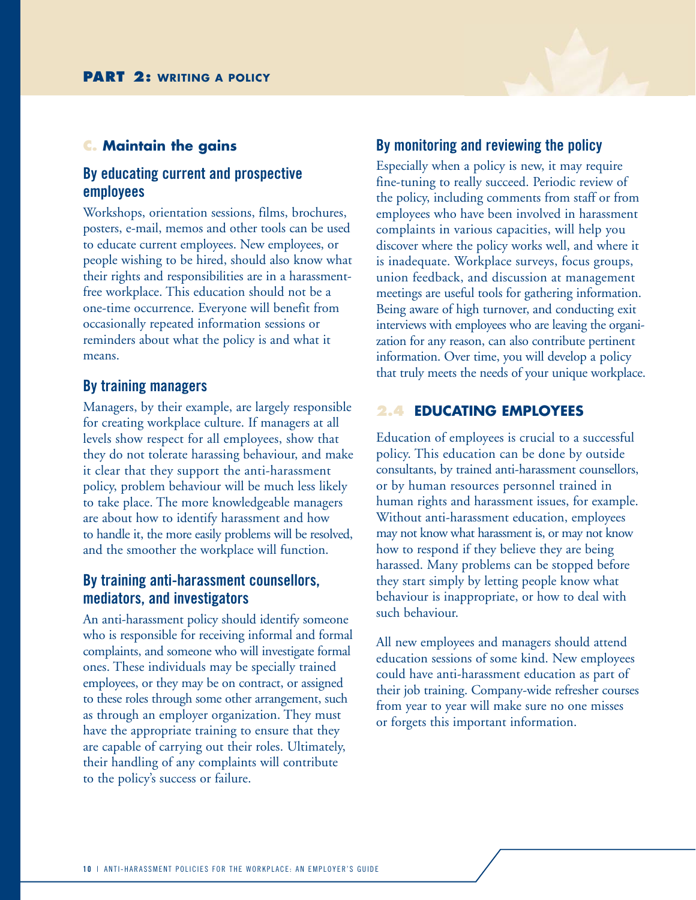### C. Maintain the gains

#### By educating current and prospective employees

Workshops, orientation sessions, films, brochures, posters, e-mail, memos and other tools can be used to educate current employees. New employees, or people wishing to be hired, should also know what their rights and responsibilities are in a harassment-free workplace. This education should not be a one-time occurrence. Everyone will benefit from occasionally repeated information sessions or reminders about what the policy is and what it means.

#### By training managers

Managers, by their example, are largely responsible for creating workplace culture. If managers at all levels show respect for all employees, show that they do not tolerate harassing behaviour, and make it clear that they support the anti-harassment policy, problem behaviour will be much less likely to take place. The more knowledgeable managers are about how to identify harassment and how to handle it, the more easily problems will be resolved, and the smoother the workplace will function.

#### By training anti-harassment counsellors, mediators, and investigators

An anti-harassment policy should identify someone who is responsible for receiving informal and formal complaints, and someone who will investigate formal ones. These individuals may be specially trained employees, or they may be on contract, or assigned to these roles through some other arrangement, such as through an employer organization. They must have the appropriate training to ensure that they are capable of carrying out their roles. Ultimately, their handling of any complaints will contribute to the policy's success or failure.

#### By monitoring and reviewing the policy

Especially when a policy is new, it may require fine-tuning to really succeed. Periodic review of the policy, including comments from staff or from employees who have been involved in harassment complaints in various capacities, will help you discover where the policy works well, and where it is inadequate. Workplace surveys, focus groups, union feedback, and discussion at management meetings are useful tools for gathering information. Being aware of high turnover, and conducting exit interviews with employees who are leaving the organization for any reason, can also contribute pertinent information. Over time, you will develop a policy that truly meets the needs of your unique workplace.

## 2.4 EDUCATING EMPLOYEES

Education of employees is crucial to a successful policy. This education can be done by outside consultants, by trained anti-harassment counsellors, or by human resources personnel trained in human rights and harassment issues, for example. Without anti-harassment education, employees may not know what harassment is, or may not know how to respond if they believe they are being harassed. Many problems can be stopped before they start simply by letting people know what behaviour is inappropriate, or how to deal with such behaviour.

All new employees and managers should attend education sessions of some kind. New employees could have anti-harassment education as part of their job training. Company-wide refresher courses from year to year will make sure no one misses or forgets this important information.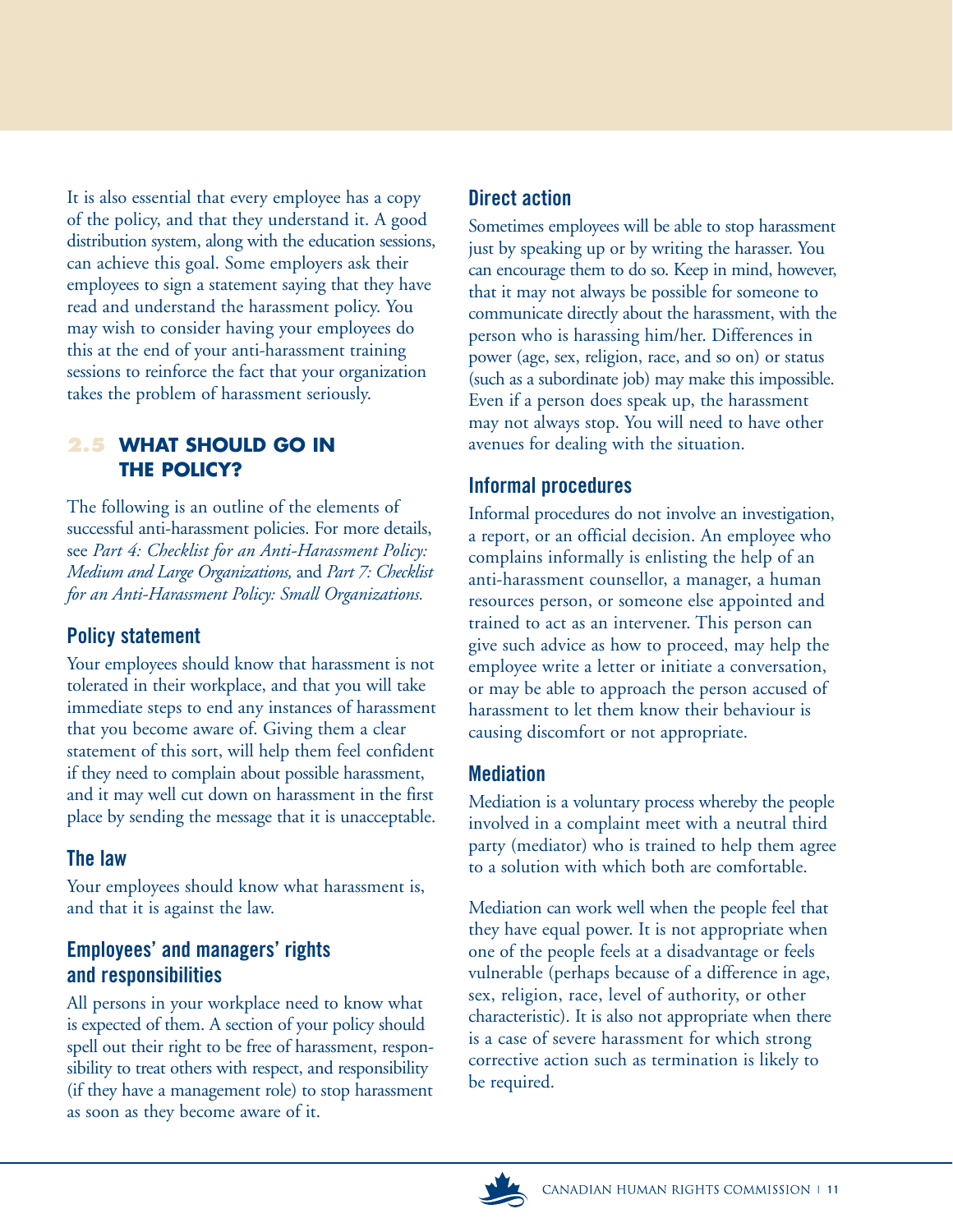It is also essential that every employee has a copy of the policy, and that they understand it. A good distribution system, along with the education sessions, can achieve this goal. Some employers ask their employees to sign a statement saying that they have read and understand the harassment policy. You may wish to consider having your employees do this at the end of your anti-harassment training sessions to reinforce the fact that your organization takes the problem of harassment seriously.

## 2.5 WHAT SHOULD GO IN THE POLICY?

The following is an outline of the elements of successful anti-harassment policies. For more details, see *Part 4: Checklist for an Anti-Harassment Policy: Medium and Large Organizations,* and *Part 7: Checklist for an Anti-Harassment Policy: Small Organizations.*

### Policy statement

Your employees should know that harassment is not tolerated in their workplace, and that you will take immediate steps to end any instances of harassment that you become aware of. Giving them a clear statement of this sort, will help them feel confident if they need to complain about possible harassment, and it may well cut down on harassment in the first place by sending the message that it is unacceptable.

### The law

Your employees should know what harassment is, and that it is against the law.

### Employees' and managers' rights and responsibilities

All persons in your workplace need to know what is expected of them. A section of your policy should spell out their right to be free of harassment, responsibility to treat others with respect, and responsibility (if they have a management role) to stop harassment as soon as they become aware of it.

### Direct action

Sometimes employees will be able to stop harassment just by speaking up or by writing the harasser. You can encourage them to do so. Keep in mind, however, that it may not always be possible for someone to communicate directly about the harassment, with the person who is harassing him/her. Differences in power (age, sex, religion, race, and so on) or status (such as a subordinate job) may make this impossible. Even if a person does speak up, the harassment may not always stop. You will need to have other avenues for dealing with the situation.

### Informal procedures

Informal procedures do not involve an investigation, a report, or an official decision. An employee who complains informally is enlisting the help of an anti-harassment counsellor, a manager, a human resources person, or someone else appointed and trained to act as an intervener. This person can give such advice as how to proceed, may help the employee write a letter or initiate a conversation, or may be able to approach the person accused of harassment to let them know their behaviour is causing discomfort or not appropriate.

### Mediation

Mediation is a voluntary process whereby the people involved in a complaint meet with a neutral third party (mediator) who is trained to help them agree to a solution with which both are comfortable.

Mediation can work well when the people feel that they have equal power. It is not appropriate when one of the people feels at a disadvantage or feels vulnerable (perhaps because of a difference in age, sex, religion, race, level of authority, or other characteristic). It is also not appropriate when there is a case of severe harassment for which strong corrective action such as termination is likely to be required.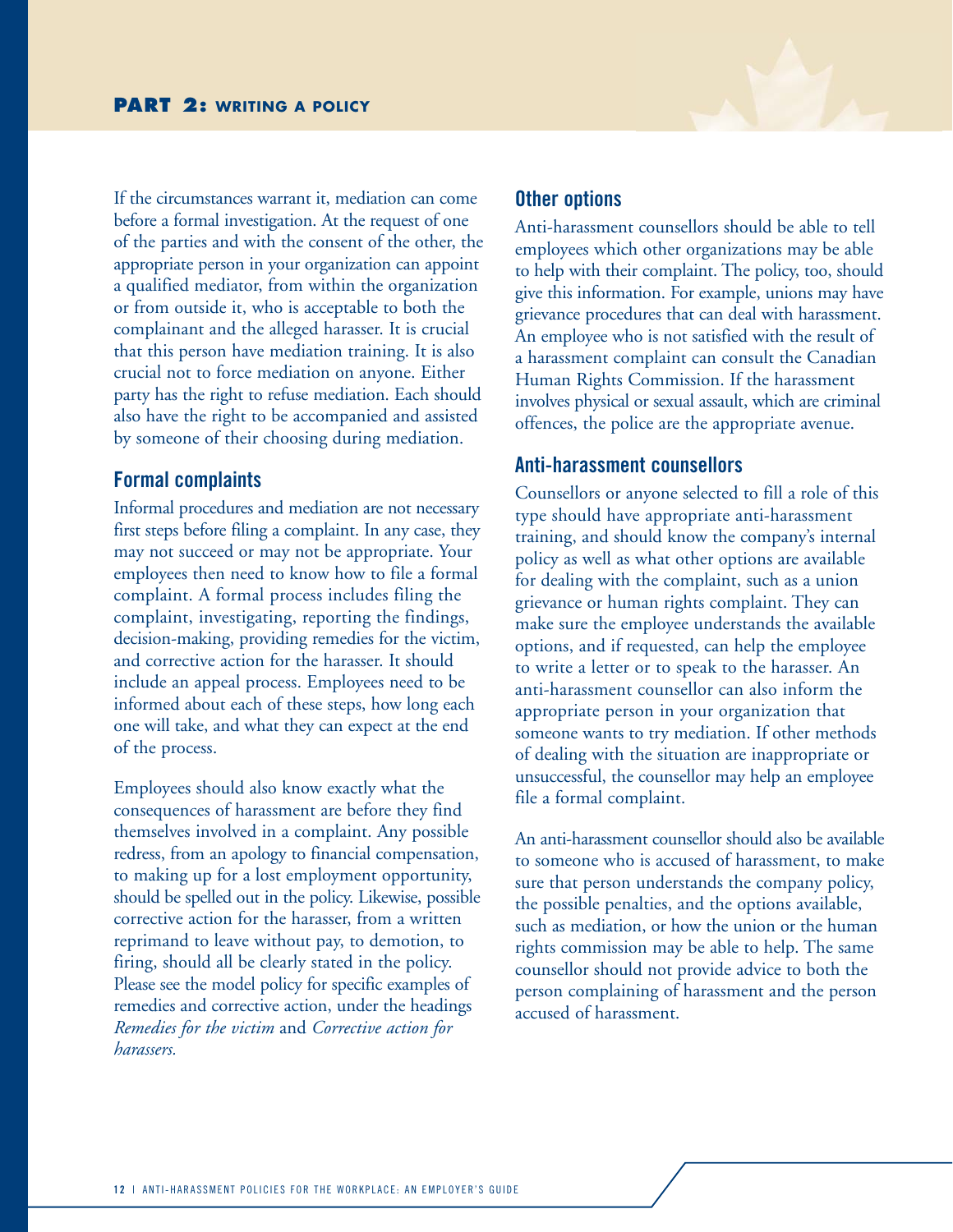If the circumstances warrant it, mediation can come before a formal investigation. At the request of one of the parties and with the consent of the other, the appropriate person in your organization can appoint a qualified mediator, from within the organization or from outside it, who is acceptable to both the complainant and the alleged harasser. It is crucial that this person have mediation training. It is also crucial not to force mediation on anyone. Either party has the right to refuse mediation. Each should also have the right to be accompanied and assisted by someone of their choosing during mediation.

### Formal complaints

Informal procedures and mediation are not necessary first steps before filing a complaint. In any case, they may not succeed or may not be appropriate. Your employees then need to know how to file a formal complaint. A formal process includes filing the complaint, investigating, reporting the findings, decision-making, providing remedies for the victim, and corrective action for the harasser. It should include an appeal process. Employees need to be informed about each of these steps, how long each one will take, and what they can expect at the end of the process.

Employees should also know exactly what the consequences of harassment are before they find themselves involved in a complaint. Any possible redress, from an apology to financial compensation, to making up for a lost employment opportunity, should be spelled out in the policy. Likewise, possible corrective action for the harasser, from a written reprimand to leave without pay, to demotion, to firing, should all be clearly stated in the policy. Please see the model policy for specific examples of remedies and corrective action, under the headings *Remedies for the victim* and *Corrective action for harassers.*

### Other options

Anti-harassment counsellors should be able to tell employees which other organizations may be able to help with their complaint. The policy, too, should give this information. For example, unions may have grievance procedures that can deal with harassment. An employee who is not satisfied with the result of a harassment complaint can consult the Canadian Human Rights Commission. If the harassment involves physical or sexual assault, which are criminal offences, the police are the appropriate avenue.

### Anti-harassment counsellors

Counsellors or anyone selected to fill a role of this type should have appropriate anti-harassment training, and should know the company's internal policy as well as what other options are available for dealing with the complaint, such as a union grievance or human rights complaint. They can make sure the employee understands the available options, and if requested, can help the employee to write a letter or to speak to the harasser. An anti-harassment counsellor can also inform the appropriate person in your organization that someone wants to try mediation. If other methods of dealing with the situation are inappropriate or unsuccessful, the counsellor may help an employee file a formal complaint.

An anti-harassment counsellor should also be available to someone who is accused of harassment, to make sure that person understands the company policy, the possible penalties, and the options available, such as mediation, or how the union or the human rights commission may be able to help. The same counsellor should not provide advice to both the person complaining of harassment and the person accused of harassment.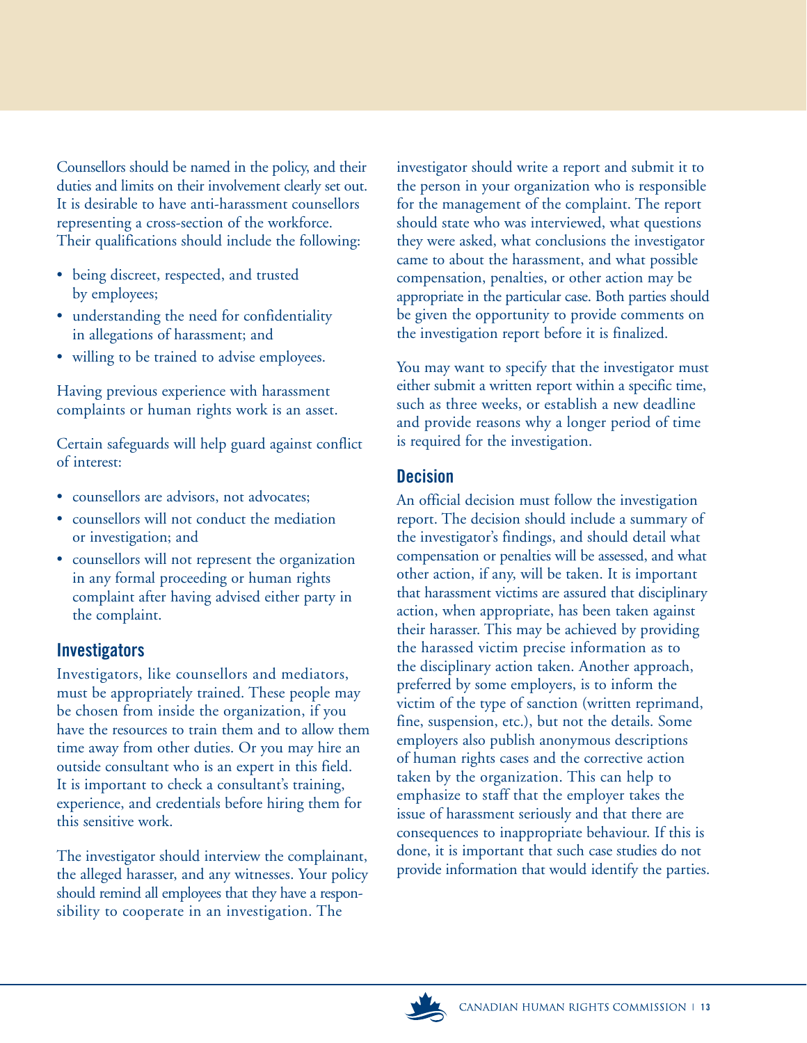Counsellors should be named in the policy, and their duties and limits on their involvement clearly set out. It is desirable to have anti-harassment counsellors representing a cross-section of the workforce. Their qualifications should include the following:

- being discreet, respected, and trusted by employees;
- understanding the need for confidentiality in allegations of harassment; and
- willing to be trained to advise employees.

Having previous experience with harassment complaints or human rights work is an asset.

Certain safeguards will help guard against conflict of interest:

- counsellors are advisors, not advocates;
- counsellors will not conduct the mediation or investigation; and
- counsellors will not represent the organization in any formal proceeding or human rights complaint after having advised either party in the complaint.

### Investigators

Investigators, like counsellors and mediators, must be appropriately trained. These people may be chosen from inside the organization, if you have the resources to train them and to allow them time away from other duties. Or you may hire an outside consultant who is an expert in this field. It is important to check a consultant's training, experience, and credentials before hiring them for this sensitive work.

The investigator should interview the complainant, the alleged harasser, and any witnesses. Your policy should remind all employees that they have a responsibility to cooperate in an investigation. The investigator should write a report and submit it to the person in your organization who is responsible for the management of the complaint. The report should state who was interviewed, what questions they were asked, what conclusions the investigator came to about the harassment, and what possible compensation, penalties, or other action may be appropriate in the particular case. Both parties should be given the opportunity to provide comments on the investigation report before it is finalized.

You may want to specify that the investigator must either submit a written report within a specific time, such as three weeks, or establish a new deadline and provide reasons why a longer period of time is required for the investigation.

### Decision

An official decision must follow the investigation report. The decision should include a summary of the investigator's findings, and should detail what compensation or penalties will be assessed, and what other action, if any, will be taken. It is important that harassment victims are assured that disciplinary action, when appropriate, has been taken against their harasser. This may be achieved by providing the harassed victim precise information as to the disciplinary action taken. Another approach, preferred by some employers, is to inform the victim of the type of sanction (written reprimand, fine, suspension, etc.), but not the details. Some employers also publish anonymous descriptions of human rights cases and the corrective action taken by the organization. This can help to emphasize to staff that the employer takes the issue of harassment seriously and that there are consequences to inappropriate behaviour. If this is done, it is important that such case studies do not provide information that would identify the parties.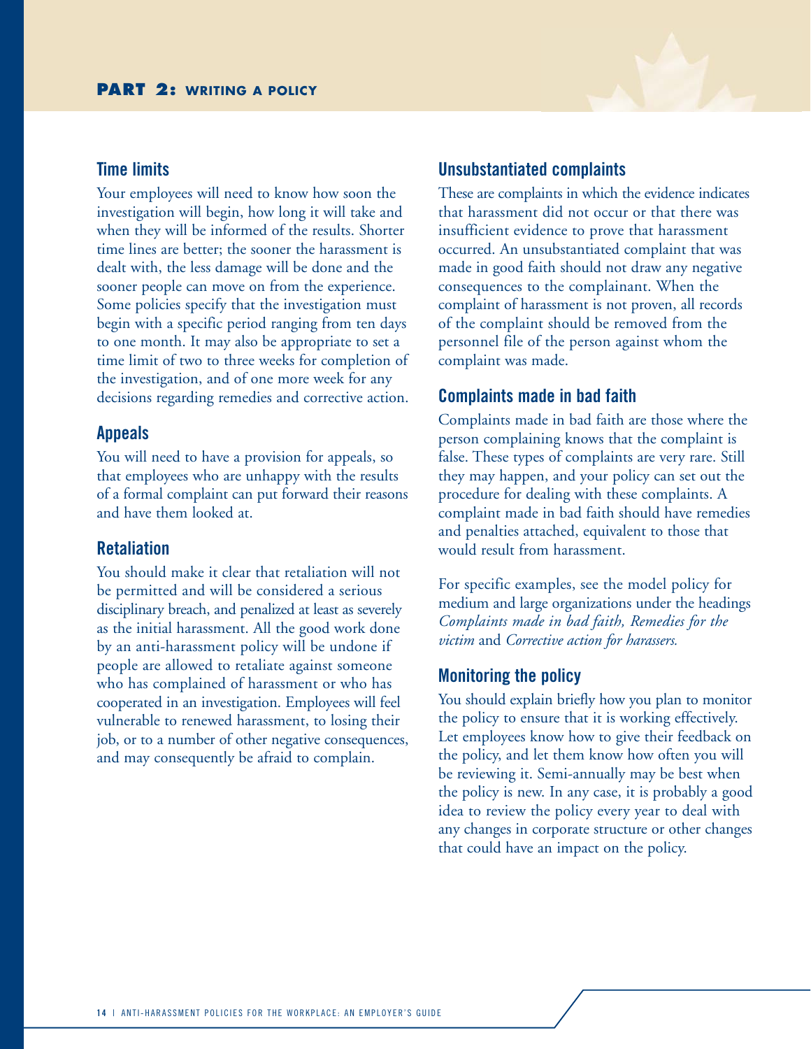### Time limits

Your employees will need to know how soon the investigation will begin, how long it will take and when they will be informed of the results. Shorter time lines are better; the sooner the harassment is dealt with, the less damage will be done and the sooner people can move on from the experience. Some policies specify that the investigation must begin with a specific period ranging from ten days to one month. It may also be appropriate to set a time limit of two to three weeks for completion of the investigation, and of one more week for any decisions regarding remedies and corrective action.

### Appeals

You will need to have a provision for appeals, so that employees who are unhappy with the results of a formal complaint can put forward their reasons and have them looked at.

### Retaliation

You should make it clear that retaliation will not be permitted and will be considered a serious disciplinary breach, and penalized at least as severely as the initial harassment. All the good work done by an anti-harassment policy will be undone if people are allowed to retaliate against someone who has complained of harassment or who has cooperated in an investigation. Employees will feel vulnerable to renewed harassment, to losing their job, or to a number of other negative consequences, and may consequently be afraid to complain.

### Unsubstantiated complaints

These are complaints in which the evidence indicates that harassment did not occur or that there was insufficient evidence to prove that harassment occurred. An unsubstantiated complaint that was made in good faith should not draw any negative consequences to the complainant. When the complaint of harassment is not proven, all records of the complaint should be removed from the personnel file of the person against whom the complaint was made.

### Complaints made in bad faith

Complaints made in bad faith are those where the person complaining knows that the complaint is false. These types of complaints are very rare. Still they may happen, and your policy can set out the procedure for dealing with these complaints. A complaint made in bad faith should have remedies and penalties attached, equivalent to those that would result from harassment.

For specific examples, see the model policy for medium and large organizations under the headings *Complaints made in bad faith, Remedies for the victim* and *Corrective action for harassers.*

### Monitoring the policy

You should explain briefly how you plan to monitor the policy to ensure that it is working effectively. Let employees know how to give their feedback on the policy, and let them know how often you will be reviewing it. Semi-annually may be best when the policy is new. In any case, it is probably a good idea to review the policy every year to deal with any changes in corporate structure or other changes that could have an impact on the policy.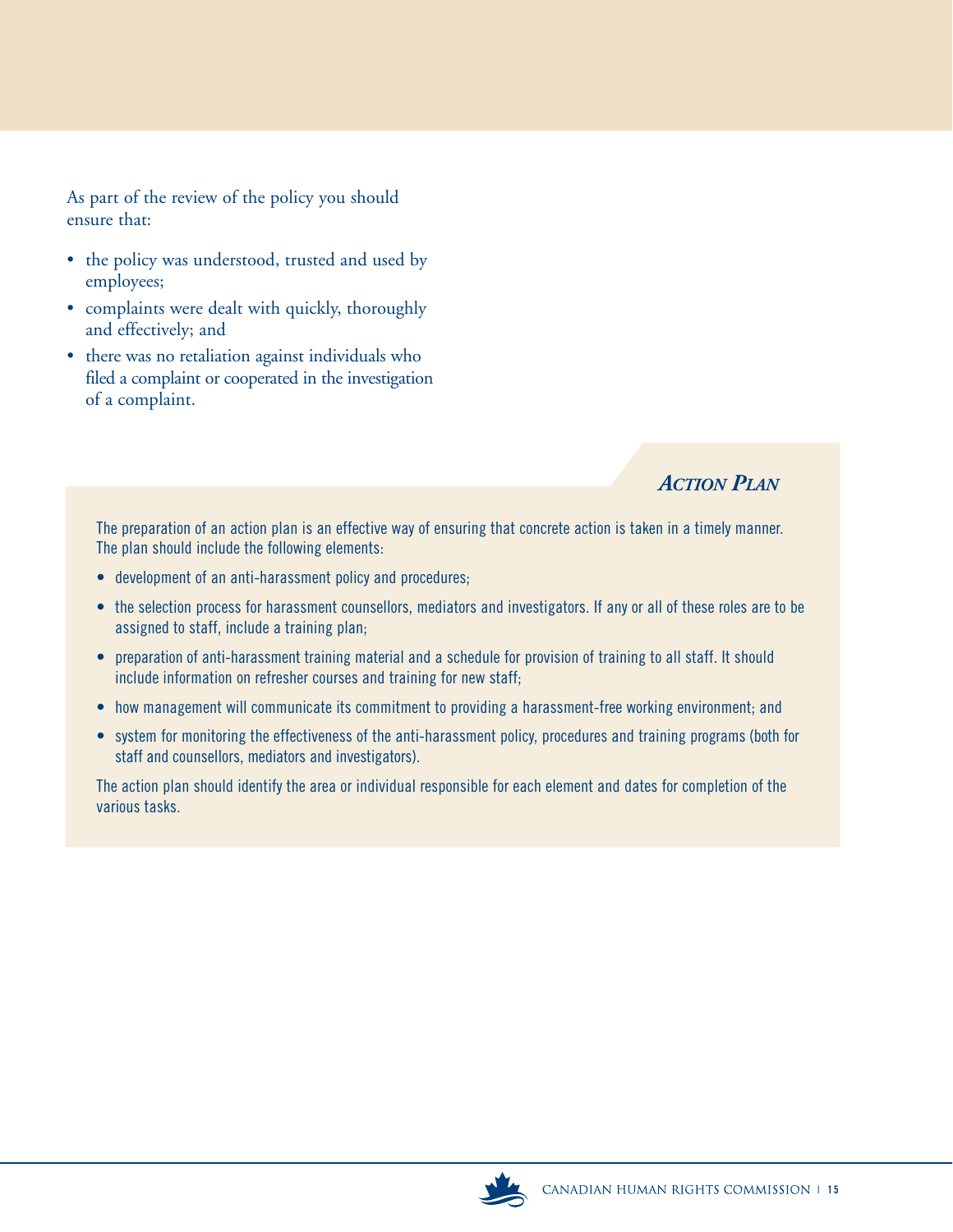As part of the review of the policy you should ensure that:

- the policy was understood, trusted and used by employees;
- complaints were dealt with quickly, thoroughly and effectively; and
- there was no retaliation against individuals who filed a complaint or cooperated in the investigation of a complaint.

## *Action Plan*

The preparation of an action plan is an effective way of ensuring that concrete action is taken in a timely manner. The plan should include the following elements:

- development of an anti-harassment policy and procedures;
- the selection process for harassment counsellors, mediators and investigators. If any or all of these roles are to be assigned to staff, include a training plan;
- preparation of anti-harassment training material and a schedule for provision of training to all staff. It should include information on refresher courses and training for new staff;
- how management will communicate its commitment to providing a harassment-free working environment; and
- system for monitoring the effectiveness of the anti-harassment policy, procedures and training programs (both for staff and counsellors, mediators and investigators).

The action plan should identify the area or individual responsible for each element and dates for completion of the various tasks.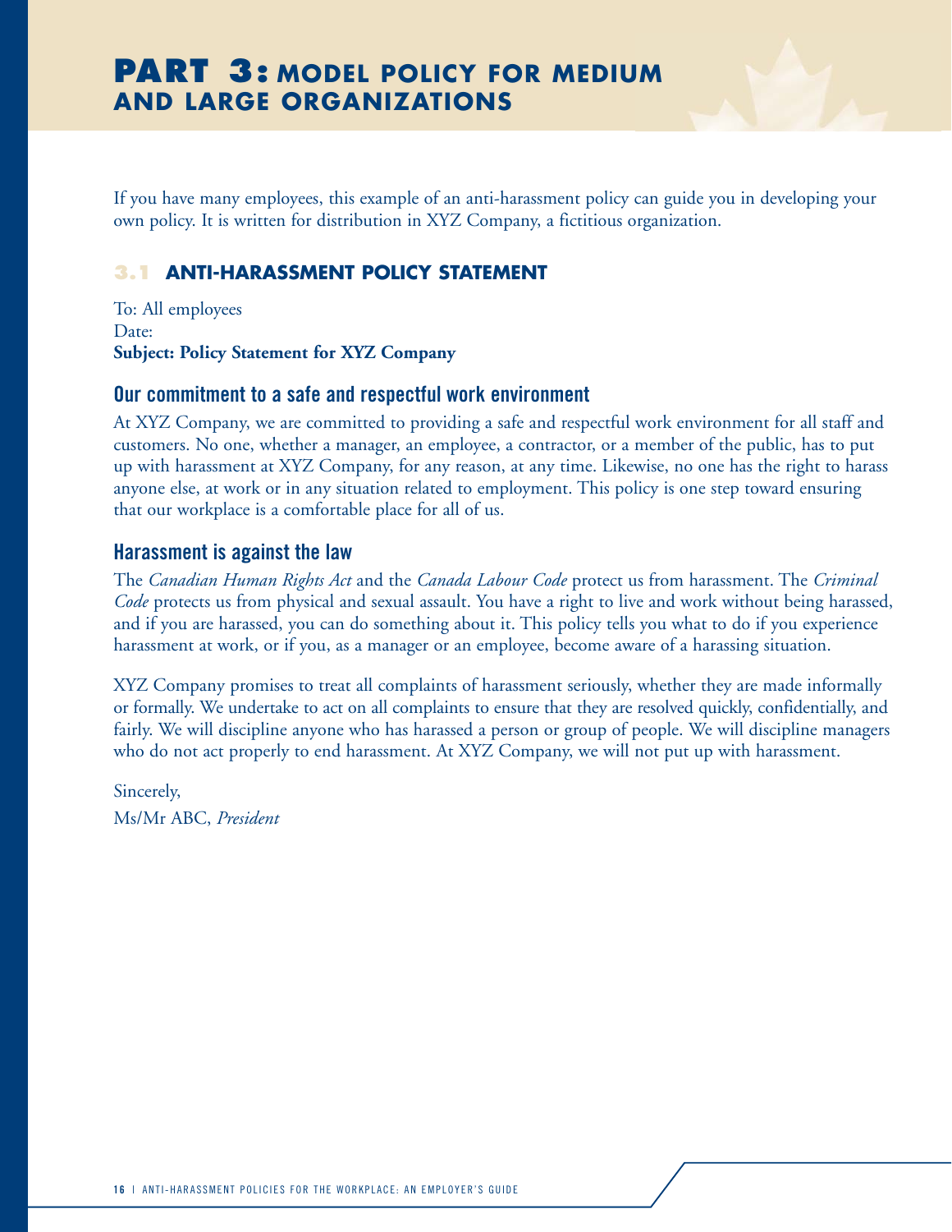# PART 3: MODEL POLICY FOR MEDIUM AND LARGE ORGANIZATIONS

If you have many employees, this example of an anti-harassment policy can guide you in developing your own policy. It is written for distribution in XYZ Company, a fictitious organization.

## 3.1 ANTI-HARASSMENT POLICY STATEMENT

To: All employees
Date:
**Subject: Policy Statement for XYZ Company**

### Our commitment to a safe and respectful work environment

At XYZ Company, we are committed to providing a safe and respectful work environment for all staff and customers. No one, whether a manager, an employee, a contractor, or a member of the public, has to put up with harassment at XYZ Company, for any reason, at any time. Likewise, no one has the right to harass anyone else, at work or in any situation related to employment. This policy is one step toward ensuring that our workplace is a comfortable place for all of us.

### Harassment is against the law

The *Canadian Human Rights Act* and the *Canada Labour Code* protect us from harassment. The *Criminal Code* protects us from physical and sexual assault. You have a right to live and work without being harassed, and if you are harassed, you can do something about it. This policy tells you what to do if you experience harassment at work, or if you, as a manager or an employee, become aware of a harassing situation.

XYZ Company promises to treat all complaints of harassment seriously, whether they are made informally or formally. We undertake to act on all complaints to ensure that they are resolved quickly, confidentially, and fairly. We will discipline anyone who has harassed a person or group of people. We will discipline managers who do not act properly to end harassment. At XYZ Company, we will not put up with harassment.

Sincerely,
Ms/Mr ABC, *President*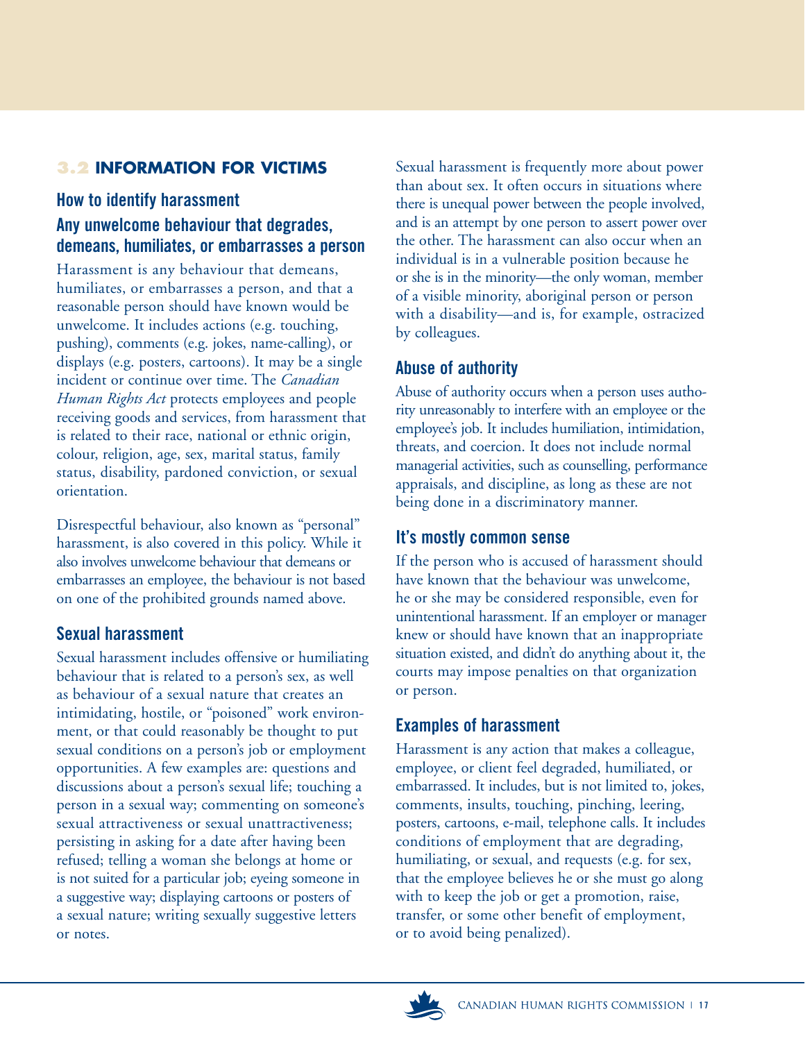## 3.2 INFORMATION FOR VICTIMS

### How to identify harassment

### Any unwelcome behaviour that degrades, demeans, humiliates, or embarrasses a person

Harassment is any behaviour that demeans, humiliates, or embarrasses a person, and that a reasonable person should have known would be unwelcome. It includes actions (e.g. touching, pushing), comments (e.g. jokes, name-calling), or displays (e.g. posters, cartoons). It may be a single incident or continue over time. The *Canadian Human Rights Act* protects employees and people receiving goods and services, from harassment that is related to their race, national or ethnic origin, colour, religion, age, sex, marital status, family status, disability, pardoned conviction, or sexual orientation.

Disrespectful behaviour, also known as "personal" harassment, is also covered in this policy. While it also involves unwelcome behaviour that demeans or embarrasses an employee, the behaviour is not based on one of the prohibited grounds named above.

### Sexual harassment

Sexual harassment includes offensive or humiliating behaviour that is related to a person's sex, as well as behaviour of a sexual nature that creates an intimidating, hostile, or "poisoned" work environment, or that could reasonably be thought to put sexual conditions on a person's job or employment opportunities. A few examples are: questions and discussions about a person's sexual life; touching a person in a sexual way; commenting on someone's sexual attractiveness or sexual unattractiveness; persisting in asking for a date after having been refused; telling a woman she belongs at home or is not suited for a particular job; eyeing someone in a suggestive way; displaying cartoons or posters of a sexual nature; writing sexually suggestive letters or notes.

Sexual harassment is frequently more about power than about sex. It often occurs in situations where there is unequal power between the people involved, and is an attempt by one person to assert power over the other. The harassment can also occur when an individual is in a vulnerable position because he or she is in the minority—the only woman, member of a visible minority, aboriginal person or person with a disability—and is, for example, ostracized by colleagues.

### Abuse of authority

Abuse of authority occurs when a person uses authority unreasonably to interfere with an employee or the employee's job. It includes humiliation, intimidation, threats, and coercion. It does not include normal managerial activities, such as counselling, performance appraisals, and discipline, as long as these are not being done in a discriminatory manner.

### It's mostly common sense

If the person who is accused of harassment should have known that the behaviour was unwelcome, he or she may be considered responsible, even for unintentional harassment. If an employer or manager knew or should have known that an inappropriate situation existed, and didn't do anything about it, the courts may impose penalties on that organization or person.

### Examples of harassment

Harassment is any action that makes a colleague, employee, or client feel degraded, humiliated, or embarrassed. It includes, but is not limited to, jokes, comments, insults, touching, pinching, leering, posters, cartoons, e-mail, telephone calls. It includes conditions of employment that are degrading, humiliating, or sexual, and requests (e.g. for sex, that the employee believes he or she must go along with to keep the job or get a promotion, raise, transfer, or some other benefit of employment, or to avoid being penalized).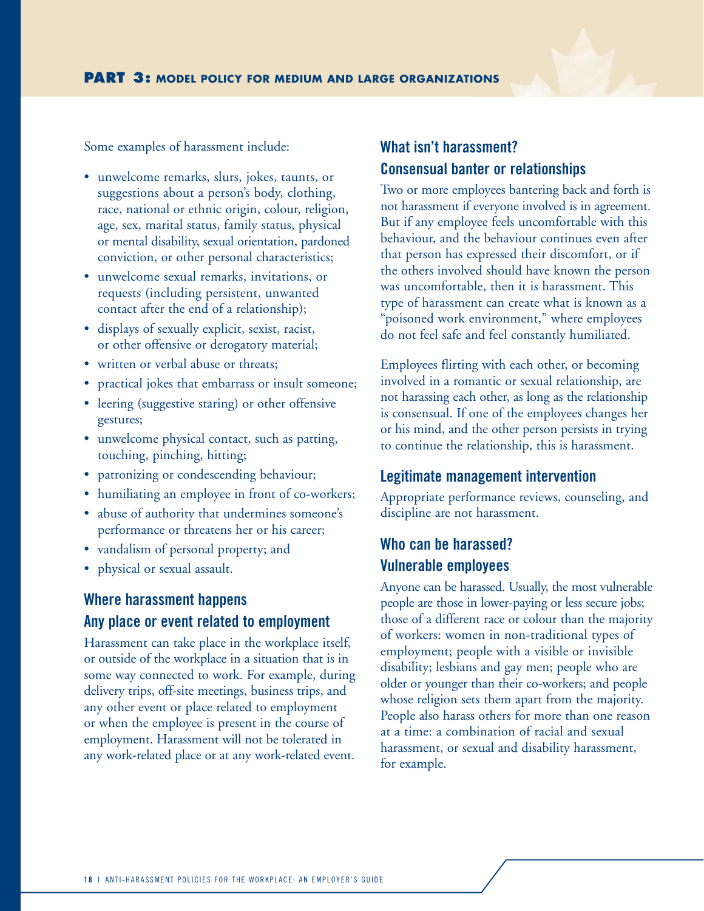Some examples of harassment include:

- unwelcome remarks, slurs, jokes, taunts, or suggestions about a person's body, clothing, race, national or ethnic origin, colour, religion, age, sex, marital status, family status, physical or mental disability, sexual orientation, pardoned conviction, or other personal characteristics;
- unwelcome sexual remarks, invitations, or requests (including persistent, unwanted contact after the end of a relationship);
- displays of sexually explicit, sexist, racist, or other offensive or derogatory material;
- written or verbal abuse or threats;
- practical jokes that embarrass or insult someone;
- leering (suggestive staring) or other offensive gestures;
- unwelcome physical contact, such as patting, touching, pinching, hitting;
- patronizing or condescending behaviour;
- humiliating an employee in front of co-workers;
- abuse of authority that undermines someone's performance or threatens her or his career;
- vandalism of personal property; and
- physical or sexual assault.

## Where harassment happens

### Any place or event related to employment

Harassment can take place in the workplace itself, or outside of the workplace in a situation that is in some way connected to work. For example, during delivery trips, off-site meetings, business trips, and any other event or place related to employment or when the employee is present in the course of employment. Harassment will not be tolerated in any work-related place or at any work-related event.

## What isn't harassment?

### Consensual banter or relationships

Two or more employees bantering back and forth is not harassment if everyone involved is in agreement. But if any employee feels uncomfortable with this behaviour, and the behaviour continues even after that person has expressed their discomfort, or if the others involved should have known the person was uncomfortable, then it is harassment. This type of harassment can create what is known as a "poisoned work environment," where employees do not feel safe and feel constantly humiliated.

Employees flirting with each other, or becoming involved in a romantic or sexual relationship, are not harassing each other, as long as the relationship is consensual. If one of the employees changes her or his mind, and the other person persists in trying to continue the relationship, this is harassment.

### Legitimate management intervention

Appropriate performance reviews, counseling, and discipline are not harassment.

## Who can be harassed?

### Vulnerable employees

Anyone can be harassed. Usually, the most vulnerable people are those in lower-paying or less secure jobs; those of a different race or colour than the majority of workers: women in non-traditional types of employment; people with a visible or invisible disability; lesbians and gay men; people who are older or younger than their co-workers; and people whose religion sets them apart from the majority. People also harass others for more than one reason at a time: a combination of racial and sexual harassment, or sexual and disability harassment, for example.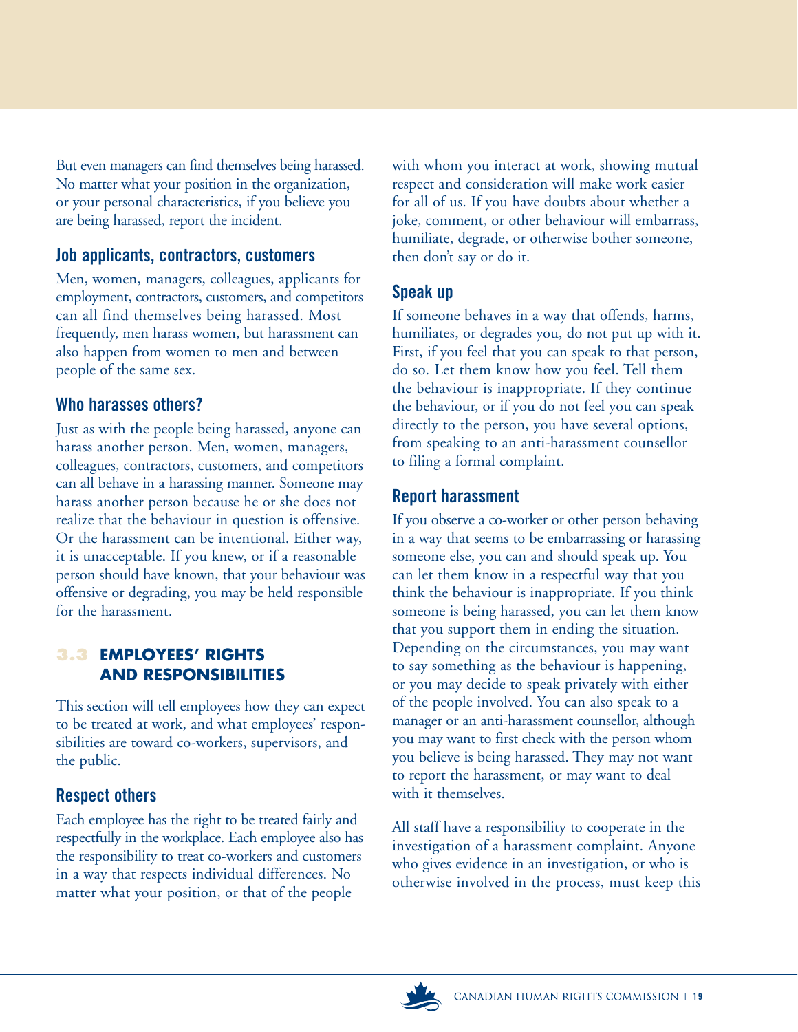But even managers can find themselves being harassed. No matter what your position in the organization, or your personal characteristics, if you believe you are being harassed, report the incident.

### Job applicants, contractors, customers

Men, women, managers, colleagues, applicants for employment, contractors, customers, and competitors can all find themselves being harassed. Most frequently, men harass women, but harassment can also happen from women to men and between people of the same sex.

### Who harasses others?

Just as with the people being harassed, anyone can harass another person. Men, women, managers, colleagues, contractors, customers, and competitors can all behave in a harassing manner. Someone may harass another person because he or she does not realize that the behaviour in question is offensive. Or the harassment can be intentional. Either way, it is unacceptable. If you knew, or if a reasonable person should have known, that your behaviour was offensive or degrading, you may be held responsible for the harassment.

## 3.3 EMPLOYEES' RIGHTS AND RESPONSIBILITIES

This section will tell employees how they can expect to be treated at work, and what employees' responsibilities are toward co-workers, supervisors, and the public.

### Respect others

Each employee has the right to be treated fairly and respectfully in the workplace. Each employee also has the responsibility to treat co-workers and customers in a way that respects individual differences. No matter what your position, or that of the people with whom you interact at work, showing mutual respect and consideration will make work easier for all of us. If you have doubts about whether a joke, comment, or other behaviour will embarrass, humiliate, degrade, or otherwise bother someone, then don't say or do it.

### Speak up

If someone behaves in a way that offends, harms, humiliates, or degrades you, do not put up with it. First, if you feel that you can speak to that person, do so. Let them know how you feel. Tell them the behaviour is inappropriate. If they continue the behaviour, or if you do not feel you can speak directly to the person, you have several options, from speaking to an anti-harassment counsellor to filing a formal complaint.

### Report harassment

If you observe a co-worker or other person behaving in a way that seems to be embarrassing or harassing someone else, you can and should speak up. You can let them know in a respectful way that you think the behaviour is inappropriate. If you think someone is being harassed, you can let them know that you support them in ending the situation. Depending on the circumstances, you may want to say something as the behaviour is happening, or you may decide to speak privately with either of the people involved. You can also speak to a manager or an anti-harassment counsellor, although you may want to first check with the person whom you believe is being harassed. They may not want to report the harassment, or may want to deal with it themselves.

All staff have a responsibility to cooperate in the investigation of a harassment complaint. Anyone who gives evidence in an investigation, or who is otherwise involved in the process, must keep this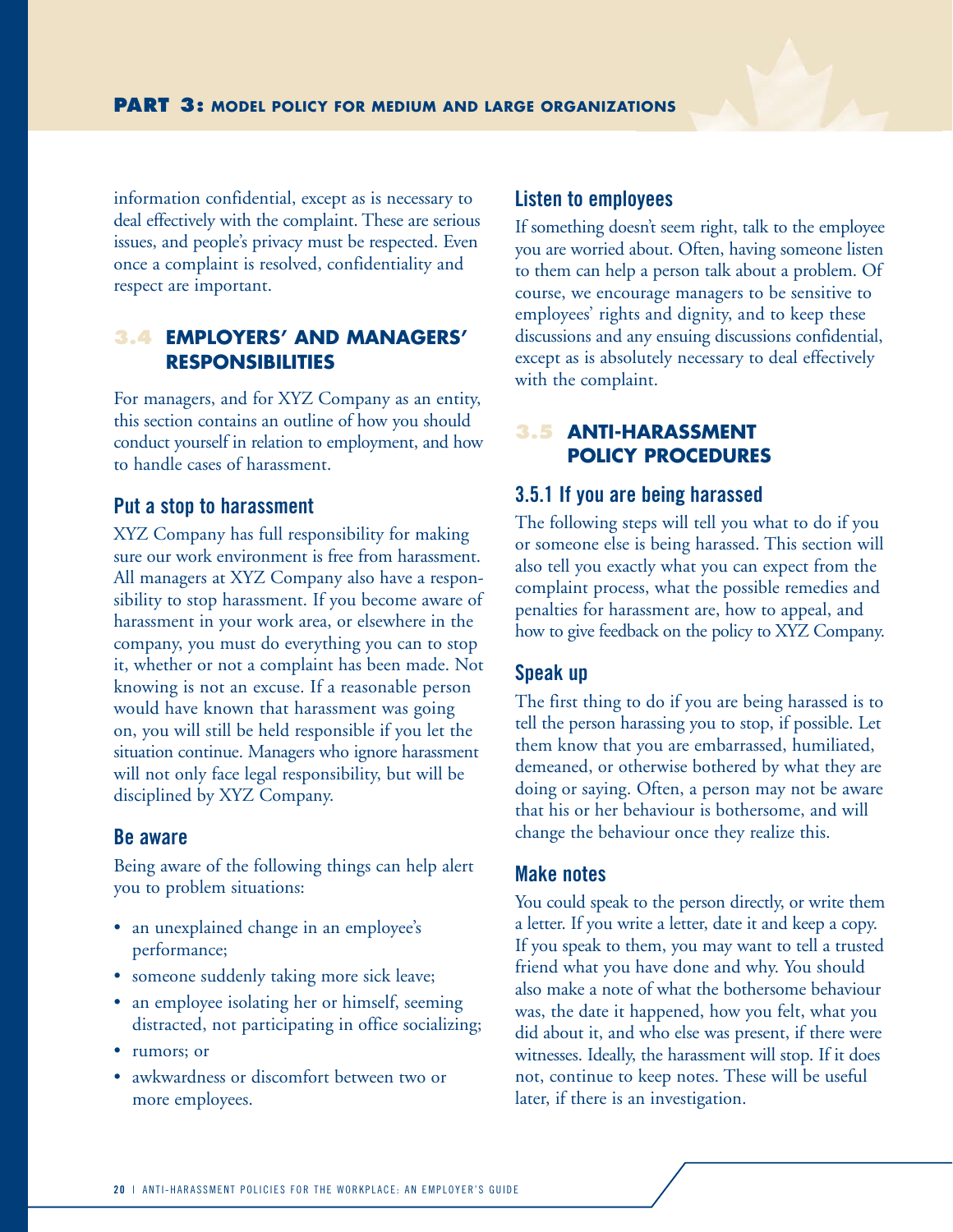information confidential, except as is necessary to deal effectively with the complaint. These are serious issues, and people's privacy must be respected. Even once a complaint is resolved, confidentiality and respect are important.

## 3.4 EMPLOYERS' AND MANAGERS' RESPONSIBILITIES

For managers, and for XYZ Company as an entity, this section contains an outline of how you should conduct yourself in relation to employment, and how to handle cases of harassment.

### Put a stop to harassment

XYZ Company has full responsibility for making sure our work environment is free from harassment. All managers at XYZ Company also have a responsibility to stop harassment. If you become aware of harassment in your work area, or elsewhere in the company, you must do everything you can to stop it, whether or not a complaint has been made. Not knowing is not an excuse. If a reasonable person would have known that harassment was going on, you will still be held responsible if you let the situation continue. Managers who ignore harassment will not only face legal responsibility, but will be disciplined by XYZ Company.

### Be aware

Being aware of the following things can help alert you to problem situations:

- an unexplained change in an employee's performance;
- someone suddenly taking more sick leave;
- an employee isolating her or himself, seeming distracted, not participating in office socializing;
- rumors; or
- awkwardness or discomfort between two or more employees.

### Listen to employees

If something doesn't seem right, talk to the employee you are worried about. Often, having someone listen to them can help a person talk about a problem. Of course, we encourage managers to be sensitive to employees' rights and dignity, and to keep these discussions and any ensuing discussions confidential, except as is absolutely necessary to deal effectively with the complaint.

## 3.5 ANTI-HARASSMENT POLICY PROCEDURES

### 3.5.1 If you are being harassed

The following steps will tell you what to do if you or someone else is being harassed. This section will also tell you exactly what you can expect from the complaint process, what the possible remedies and penalties for harassment are, how to appeal, and how to give feedback on the policy to XYZ Company.

### Speak up

The first thing to do if you are being harassed is to tell the person harassing you to stop, if possible. Let them know that you are embarrassed, humiliated, demeaned, or otherwise bothered by what they are doing or saying. Often, a person may not be aware that his or her behaviour is bothersome, and will change the behaviour once they realize this.

### Make notes

You could speak to the person directly, or write them a letter. If you write a letter, date it and keep a copy. If you speak to them, you may want to tell a trusted friend what you have done and why. You should also make a note of what the bothersome behaviour was, the date it happened, how you felt, what you did about it, and who else was present, if there were witnesses. Ideally, the harassment will stop. If it does not, continue to keep notes. These will be useful later, if there is an investigation.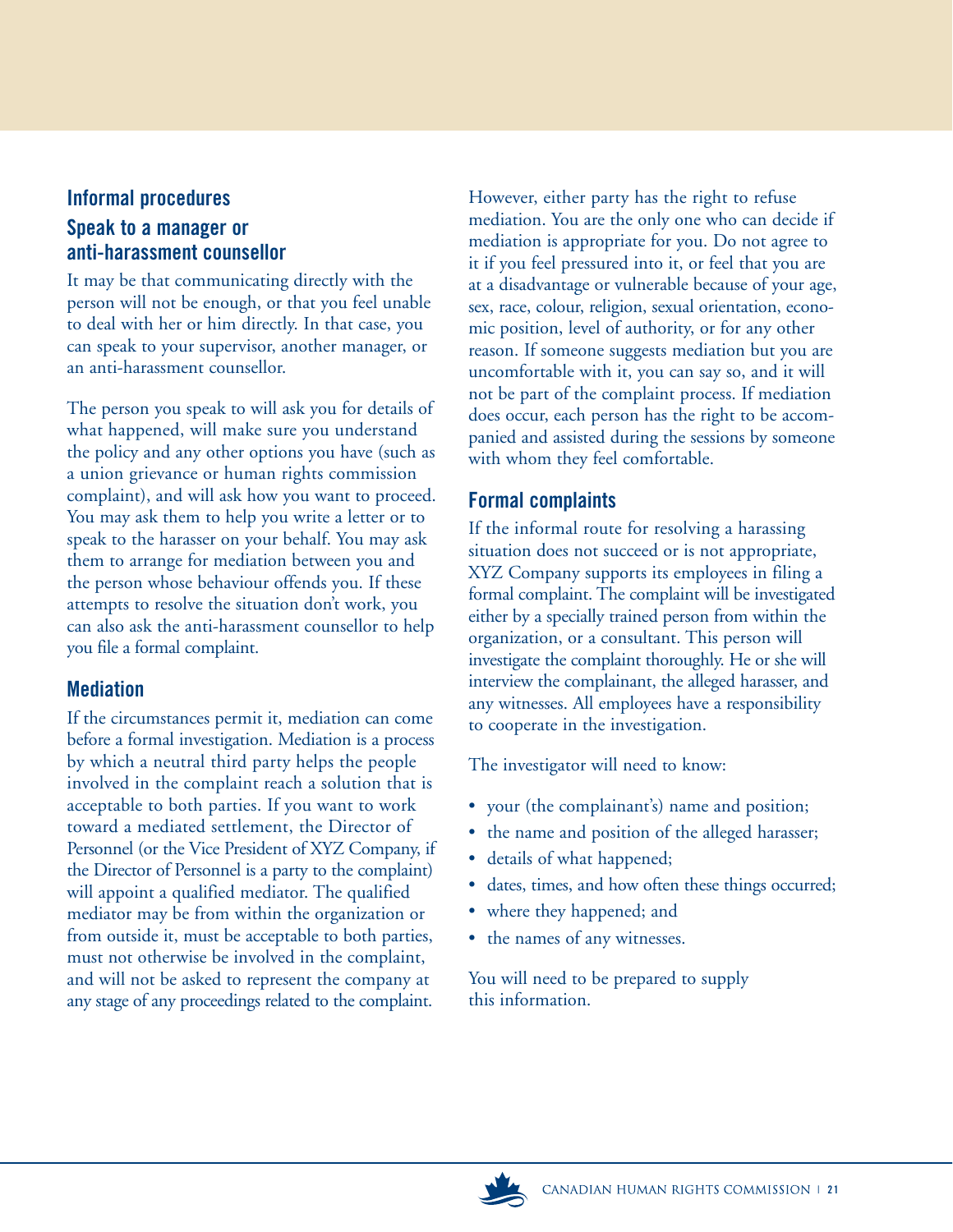## Informal procedures

### Speak to a manager or anti-harassment counsellor

It may be that communicating directly with the person will not be enough, or that you feel unable to deal with her or him directly. In that case, you can speak to your supervisor, another manager, or an anti-harassment counsellor.

The person you speak to will ask you for details of what happened, will make sure you understand the policy and any other options you have (such as a union grievance or human rights commission complaint), and will ask how you want to proceed. You may ask them to help you write a letter or to speak to the harasser on your behalf. You may ask them to arrange for mediation between you and the person whose behaviour offends you. If these attempts to resolve the situation don't work, you can also ask the anti-harassment counsellor to help you file a formal complaint.

### Mediation

If the circumstances permit it, mediation can come before a formal investigation. Mediation is a process by which a neutral third party helps the people involved in the complaint reach a solution that is acceptable to both parties. If you want to work toward a mediated settlement, the Director of Personnel (or the Vice President of XYZ Company, if the Director of Personnel is a party to the complaint) will appoint a qualified mediator. The qualified mediator may be from within the organization or from outside it, must be acceptable to both parties, must not otherwise be involved in the complaint, and will not be asked to represent the company at any stage of any proceedings related to the complaint.

However, either party has the right to refuse mediation. You are the only one who can decide if mediation is appropriate for you. Do not agree to it if you feel pressured into it, or feel that you are at a disadvantage or vulnerable because of your age, sex, race, colour, religion, sexual orientation, economic position, level of authority, or for any other reason. If someone suggests mediation but you are uncomfortable with it, you can say so, and it will not be part of the complaint process. If mediation does occur, each person has the right to be accompanied and assisted during the sessions by someone with whom they feel comfortable.

## Formal complaints

If the informal route for resolving a harassing situation does not succeed or is not appropriate, XYZ Company supports its employees in filing a formal complaint. The complaint will be investigated either by a specially trained person from within the organization, or a consultant. This person will investigate the complaint thoroughly. He or she will interview the complainant, the alleged harasser, and any witnesses. All employees have a responsibility to cooperate in the investigation.

The investigator will need to know:

- your (the complainant's) name and position;
- the name and position of the alleged harasser;
- details of what happened;
- dates, times, and how often these things occurred;
- where they happened; and
- the names of any witnesses.

You will need to be prepared to supply this information.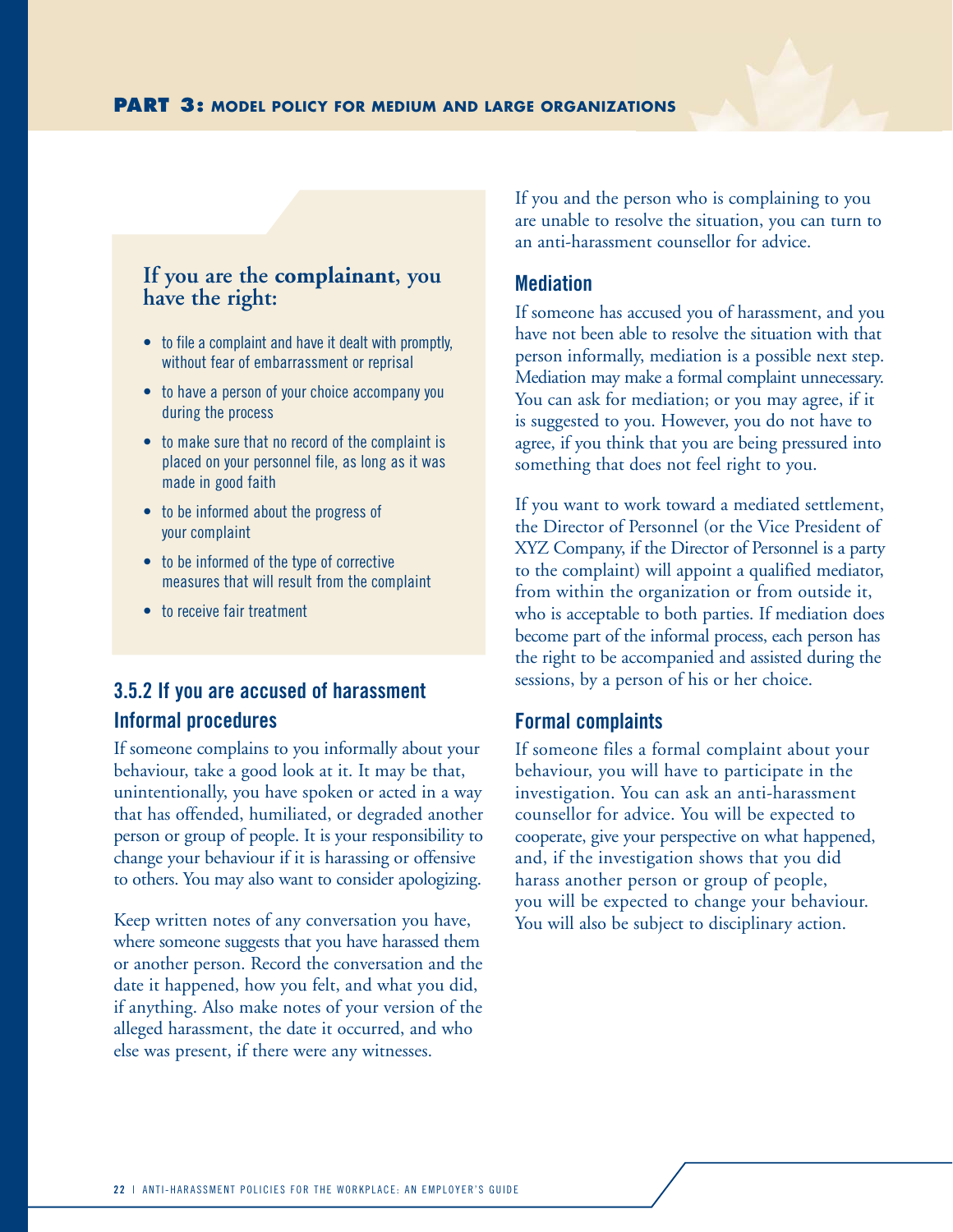**If you are the complainant, you have the right:**

- to file a complaint and have it dealt with promptly, without fear of embarrassment or reprisal
- to have a person of your choice accompany you during the process
- to make sure that no record of the complaint is placed on your personnel file, as long as it was made in good faith
- to be informed about the progress of your complaint
- to be informed of the type of corrective measures that will result from the complaint
- to receive fair treatment

### 3.5.2 If you are accused of harassment

#### Informal procedures

If someone complains to you informally about your behaviour, take a good look at it. It may be that, unintentionally, you have spoken or acted in a way that has offended, humiliated, or degraded another person or group of people. It is your responsibility to change your behaviour if it is harassing or offensive to others. You may also want to consider apologizing.

Keep written notes of any conversation you have, where someone suggests that you have harassed them or another person. Record the conversation and the date it happened, how you felt, and what you did, if anything. Also make notes of your version of the alleged harassment, the date it occurred, and who else was present, if there were any witnesses.

If you and the person who is complaining to you are unable to resolve the situation, you can turn to an anti-harassment counsellor for advice.

#### Mediation

If someone has accused you of harassment, and you have not been able to resolve the situation with that person informally, mediation is a possible next step. Mediation may make a formal complaint unnecessary. You can ask for mediation; or you may agree, if it is suggested to you. However, you do not have to agree, if you think that you are being pressured into something that does not feel right to you.

If you want to work toward a mediated settlement, the Director of Personnel (or the Vice President of XYZ Company, if the Director of Personnel is a party to the complaint) will appoint a qualified mediator, from within the organization or from outside it, who is acceptable to both parties. If mediation does become part of the informal process, each person has the right to be accompanied and assisted during the sessions, by a person of his or her choice.

#### Formal complaints

If someone files a formal complaint about your behaviour, you will have to participate in the investigation. You can ask an anti-harassment counsellor for advice. You will be expected to cooperate, give your perspective on what happened, and, if the investigation shows that you did harass another person or group of people, you will be expected to change your behaviour. You will also be subject to disciplinary action.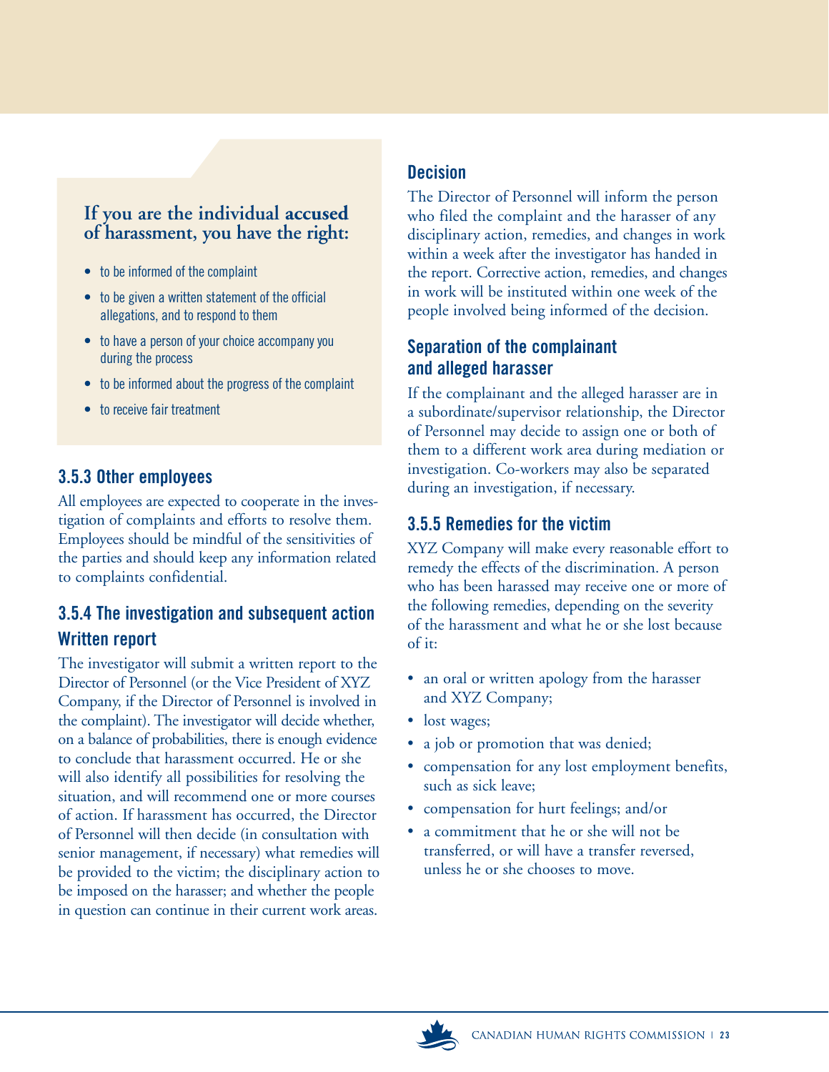**If you are the individual accused of harassment, you have the right:**

- to be informed of the complaint
- to be given a written statement of the official allegations, and to respond to them
- to have a person of your choice accompany you during the process
- to be informed about the progress of the complaint
- to receive fair treatment

### 3.5.3 Other employees

All employees are expected to cooperate in the investigation of complaints and efforts to resolve them. Employees should be mindful of the sensitivities of the parties and should keep any information related to complaints confidential.

### 3.5.4 The investigation and subsequent action

#### Written report

The investigator will submit a written report to the Director of Personnel (or the Vice President of XYZ Company, if the Director of Personnel is involved in the complaint). The investigator will decide whether, on a balance of probabilities, there is enough evidence to conclude that harassment occurred. He or she will also identify all possibilities for resolving the situation, and will recommend one or more courses of action. If harassment has occurred, the Director of Personnel will then decide (in consultation with senior management, if necessary) what remedies will be provided to the victim; the disciplinary action to be imposed on the harasser; and whether the people in question can continue in their current work areas.

#### Decision

The Director of Personnel will inform the person who filed the complaint and the harasser of any disciplinary action, remedies, and changes in work within a week after the investigator has handed in the report. Corrective action, remedies, and changes in work will be instituted within one week of the people involved being informed of the decision.

#### Separation of the complainant and alleged harasser

If the complainant and the alleged harasser are in a subordinate/supervisor relationship, the Director of Personnel may decide to assign one or both of them to a different work area during mediation or investigation. Co-workers may also be separated during an investigation, if necessary.

### 3.5.5 Remedies for the victim

XYZ Company will make every reasonable effort to remedy the effects of the discrimination. A person who has been harassed may receive one or more of the following remedies, depending on the severity of the harassment and what he or she lost because of it:

- an oral or written apology from the harasser and XYZ Company;
- lost wages;
- a job or promotion that was denied;
- compensation for any lost employment benefits, such as sick leave;
- compensation for hurt feelings; and/or
- a commitment that he or she will not be transferred, or will have a transfer reversed, unless he or she chooses to move.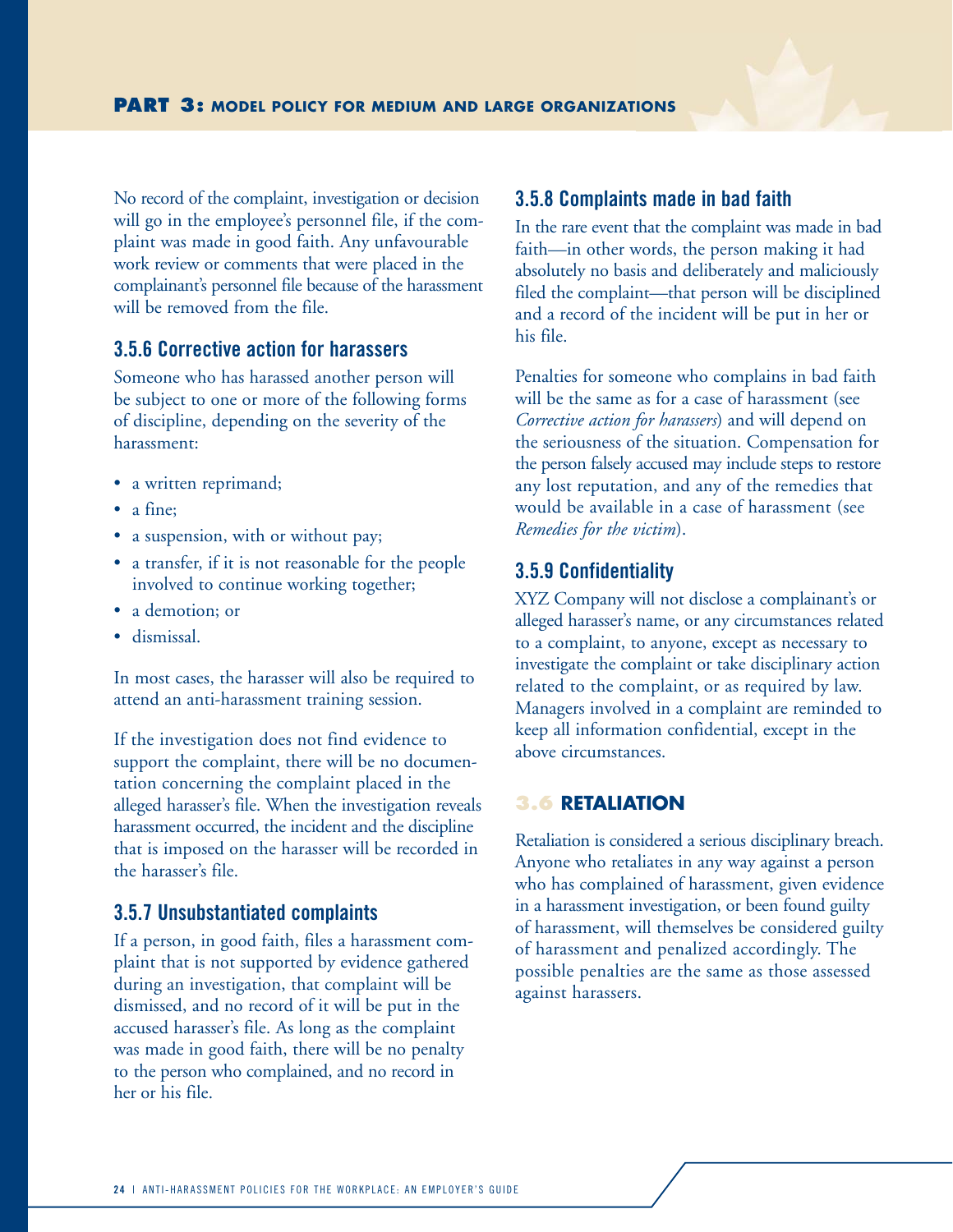No record of the complaint, investigation or decision will go in the employee's personnel file, if the complaint was made in good faith. Any unfavourable work review or comments that were placed in the complainant's personnel file because of the harassment will be removed from the file.

### 3.5.6 Corrective action for harassers

Someone who has harassed another person will be subject to one or more of the following forms of discipline, depending on the severity of the harassment:

- a written reprimand;
- a fine;
- a suspension, with or without pay;
- a transfer, if it is not reasonable for the people involved to continue working together;
- a demotion; or
- dismissal.

In most cases, the harasser will also be required to attend an anti-harassment training session.

If the investigation does not find evidence to support the complaint, there will be no documentation concerning the complaint placed in the alleged harasser's file. When the investigation reveals harassment occurred, the incident and the discipline that is imposed on the harasser will be recorded in the harasser's file.

### 3.5.7 Unsubstantiated complaints

If a person, in good faith, files a harassment complaint that is not supported by evidence gathered during an investigation, that complaint will be dismissed, and no record of it will be put in the accused harasser's file. As long as the complaint was made in good faith, there will be no penalty to the person who complained, and no record in her or his file.

### 3.5.8 Complaints made in bad faith

In the rare event that the complaint was made in bad faith—in other words, the person making it had absolutely no basis and deliberately and maliciously filed the complaint—that person will be disciplined and a record of the incident will be put in her or his file.

Penalties for someone who complains in bad faith will be the same as for a case of harassment (see *Corrective action for harassers*) and will depend on the seriousness of the situation. Compensation for the person falsely accused may include steps to restore any lost reputation, and any of the remedies that would be available in a case of harassment (see *Remedies for the victim*).

### 3.5.9 Confidentiality

XYZ Company will not disclose a complainant's or alleged harasser's name, or any circumstances related to a complaint, to anyone, except as necessary to investigate the complaint or take disciplinary action related to the complaint, or as required by law. Managers involved in a complaint are reminded to keep all information confidential, except in the above circumstances.

## 3.6 RETALIATION

Retaliation is considered a serious disciplinary breach. Anyone who retaliates in any way against a person who has complained of harassment, given evidence in a harassment investigation, or been found guilty of harassment, will themselves be considered guilty of harassment and penalized accordingly. The possible penalties are the same as those assessed against harassers.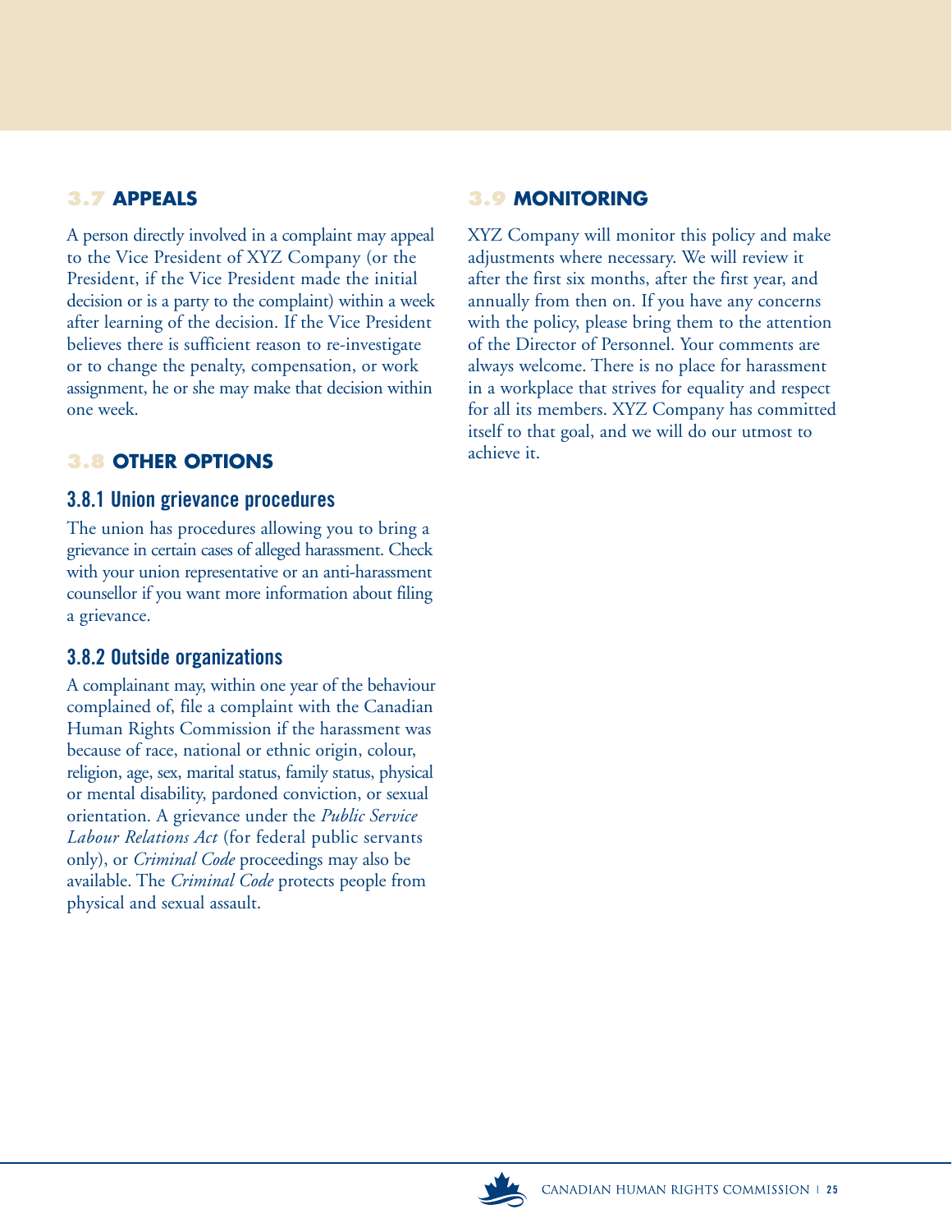## 3.7 APPEALS

A person directly involved in a complaint may appeal to the Vice President of XYZ Company (or the President, if the Vice President made the initial decision or is a party to the complaint) within a week after learning of the decision. If the Vice President believes there is sufficient reason to re-investigate or to change the penalty, compensation, or work assignment, he or she may make that decision within one week.

## 3.8 OTHER OPTIONS

### 3.8.1 Union grievance procedures

The union has procedures allowing you to bring a grievance in certain cases of alleged harassment. Check with your union representative or an anti-harassment counsellor if you want more information about filing a grievance.

### 3.8.2 Outside organizations

A complainant may, within one year of the behaviour complained of, file a complaint with the Canadian Human Rights Commission if the harassment was because of race, national or ethnic origin, colour, religion, age, sex, marital status, family status, physical or mental disability, pardoned conviction, or sexual orientation. A grievance under the *Public Service Labour Relations Act* (for federal public servants only), or *Criminal Code* proceedings may also be available. The *Criminal Code* protects people from physical and sexual assault.

## 3.9 MONITORING

XYZ Company will monitor this policy and make adjustments where necessary. We will review it after the first six months, after the first year, and annually from then on. If you have any concerns with the policy, please bring them to the attention of the Director of Personnel. Your comments are always welcome. There is no place for harassment in a workplace that strives for equality and respect for all its members. XYZ Company has committed itself to that goal, and we will do our utmost to achieve it.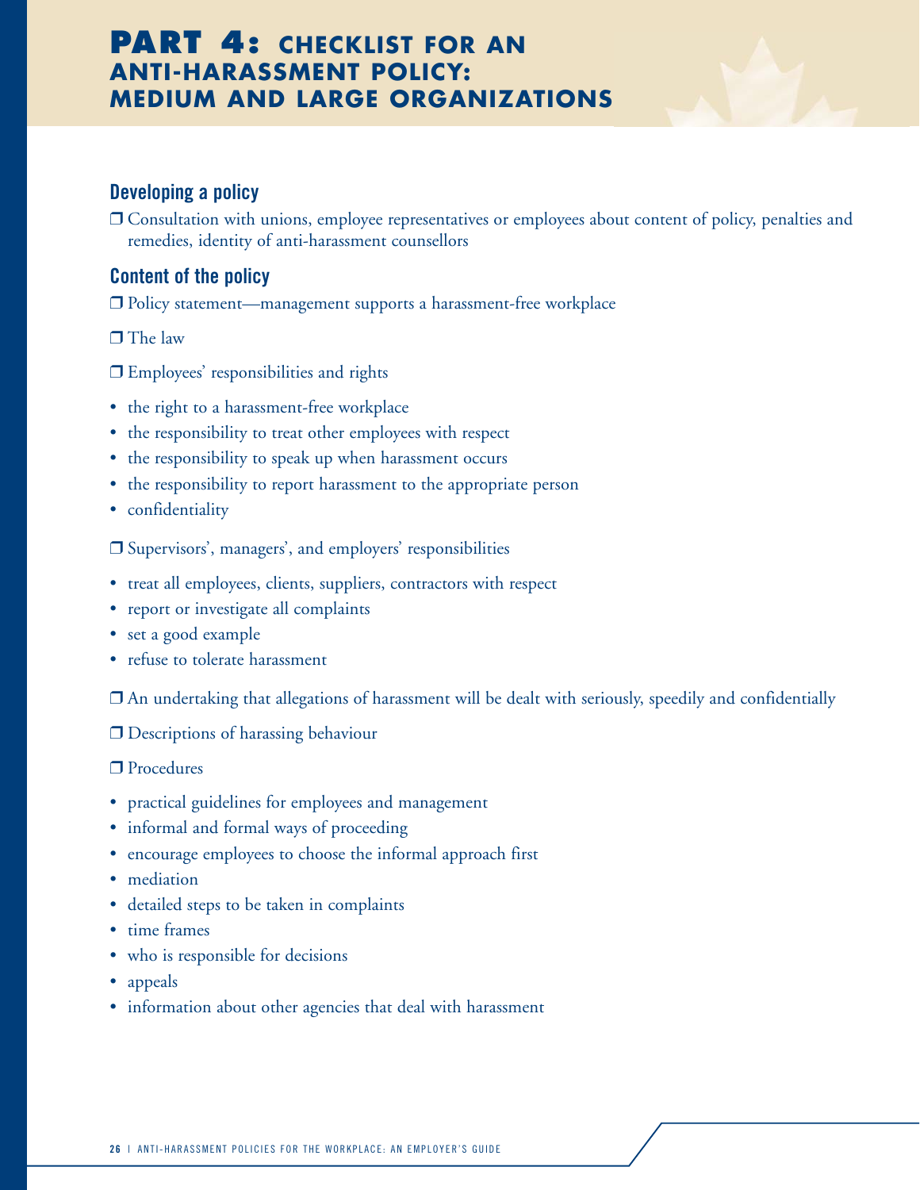# PART 4: CHECKLIST FOR AN ANTI-HARASSMENT POLICY: MEDIUM AND LARGE ORGANIZATIONS

## Developing a policy

❒ Consultation with unions, employee representatives or employees about content of policy, penalties and remedies, identity of anti-harassment counsellors

## Content of the policy

❒ Policy statement—management supports a harassment-free workplace

❒ The law

❒ Employees' responsibilities and rights

- the right to a harassment-free workplace
- the responsibility to treat other employees with respect
- the responsibility to speak up when harassment occurs
- the responsibility to report harassment to the appropriate person
- confidentiality

❒ Supervisors', managers', and employers' responsibilities

- treat all employees, clients, suppliers, contractors with respect
- report or investigate all complaints
- set a good example
- refuse to tolerate harassment

❒ An undertaking that allegations of harassment will be dealt with seriously, speedily and confidentially

❒ Descriptions of harassing behaviour

❒ Procedures

- practical guidelines for employees and management
- informal and formal ways of proceeding
- encourage employees to choose the informal approach first
- mediation
- detailed steps to be taken in complaints
- time frames
- who is responsible for decisions
- appeals
- information about other agencies that deal with harassment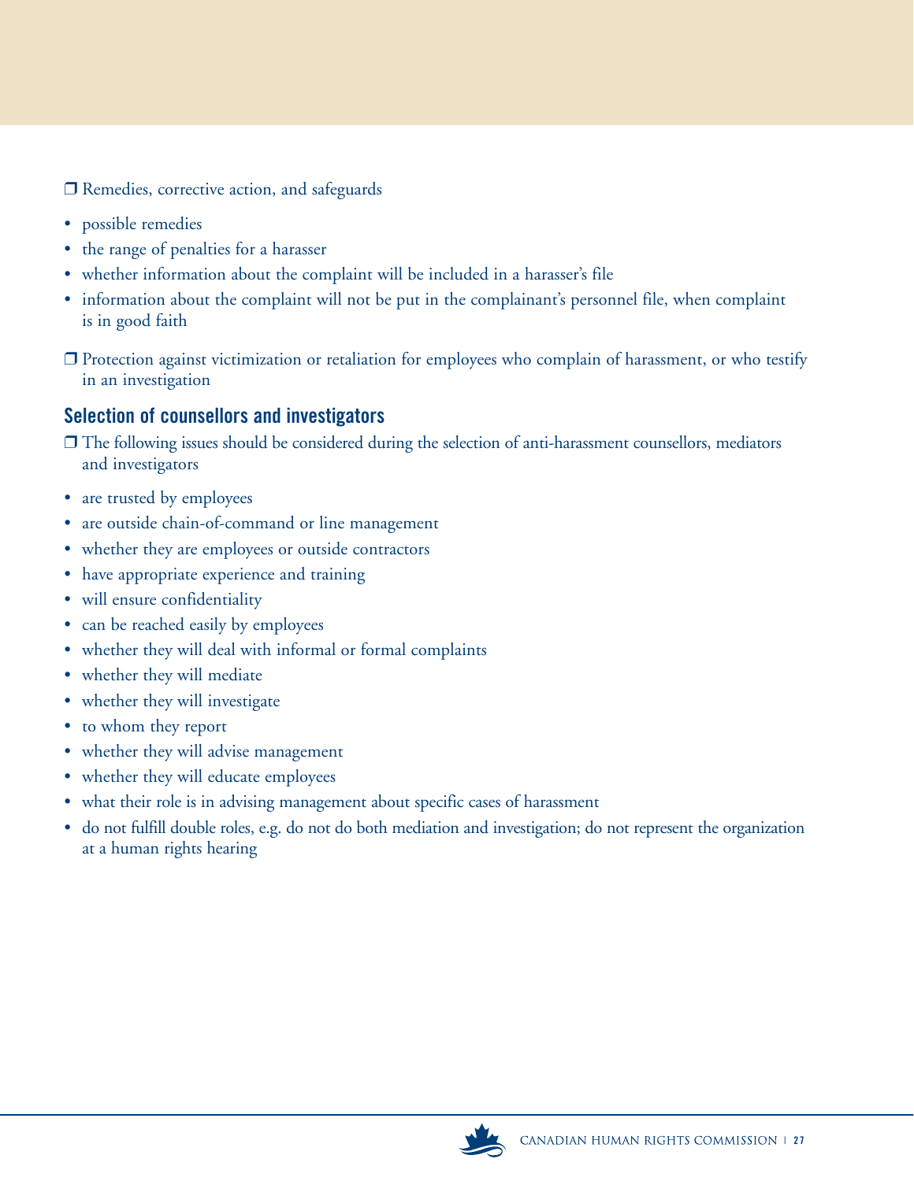❒ Remedies, corrective action, and safeguards

- possible remedies
- the range of penalties for a harasser
- whether information about the complaint will be included in a harasser's file
- information about the complaint will not be put in the complainant's personnel file, when complaint is in good faith

❒ Protection against victimization or retaliation for employees who complain of harassment, or who testify in an investigation

## Selection of counsellors and investigators

❒ The following issues should be considered during the selection of anti-harassment counsellors, mediators and investigators

- are trusted by employees
- are outside chain-of-command or line management
- whether they are employees or outside contractors
- have appropriate experience and training
- will ensure confidentiality
- can be reached easily by employees
- whether they will deal with informal or formal complaints
- whether they will mediate
- whether they will investigate
- to whom they report
- whether they will advise management
- whether they will educate employees
- what their role is in advising management about specific cases of harassment
- do not fulfill double roles, e.g. do not do both mediation and investigation; do not represent the organization at a human rights hearing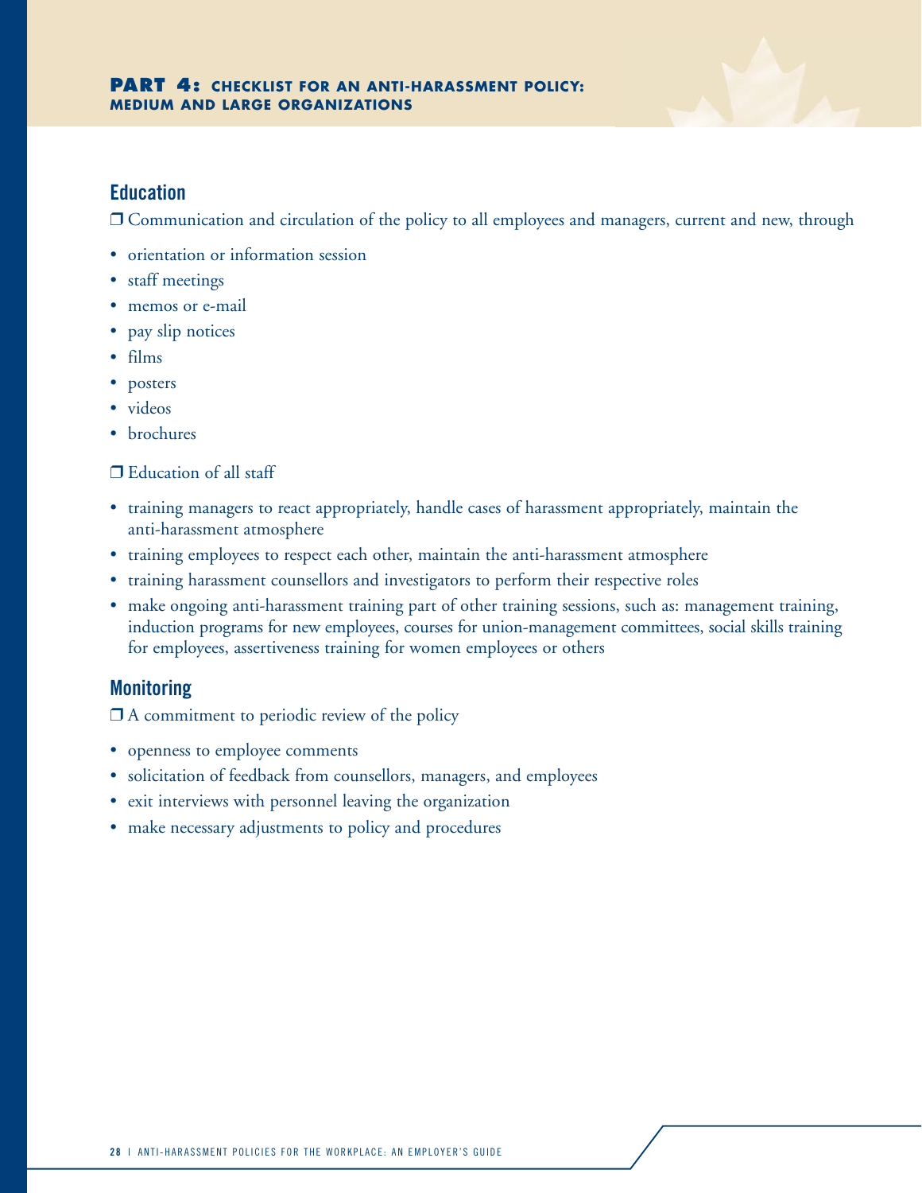## Education

❐ Communication and circulation of the policy to all employees and managers, current and new, through

- orientation or information session
- staff meetings
- memos or e-mail
- pay slip notices
- films
- posters
- videos
- brochures

❐ Education of all staff

- training managers to react appropriately, handle cases of harassment appropriately, maintain the anti-harassment atmosphere
- training employees to respect each other, maintain the anti-harassment atmosphere
- training harassment counsellors and investigators to perform their respective roles
- make ongoing anti-harassment training part of other training sessions, such as: management training, induction programs for new employees, courses for union-management committees, social skills training for employees, assertiveness training for women employees or others

## Monitoring

❐ A commitment to periodic review of the policy

- openness to employee comments
- solicitation of feedback from counsellors, managers, and employees
- exit interviews with personnel leaving the organization
- make necessary adjustments to policy and procedures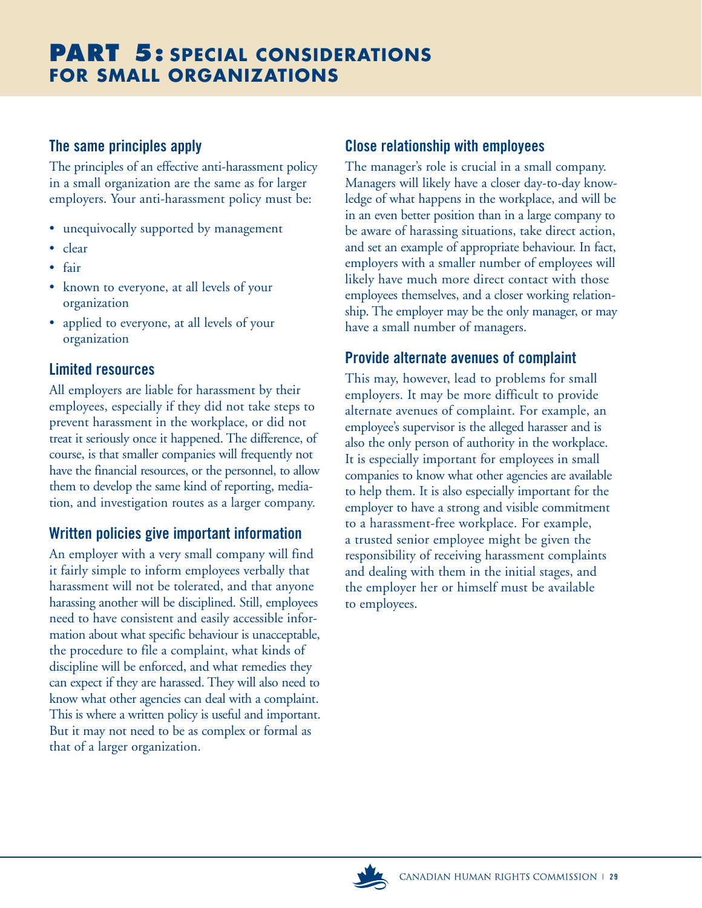# PART 5: SPECIAL CONSIDERATIONS FOR SMALL ORGANIZATIONS

## The same principles apply

The principles of an effective anti-harassment policy in a small organization are the same as for larger employers. Your anti-harassment policy must be:

- unequivocally supported by management
- clear
- fair
- known to everyone, at all levels of your organization
- applied to everyone, at all levels of your organization

## Limited resources

All employers are liable for harassment by their employees, especially if they did not take steps to prevent harassment in the workplace, or did not treat it seriously once it happened. The difference, of course, is that smaller companies will frequently not have the financial resources, or the personnel, to allow them to develop the same kind of reporting, mediation, and investigation routes as a larger company.

## Written policies give important information

An employer with a very small company will find it fairly simple to inform employees verbally that harassment will not be tolerated, and that anyone harassing another will be disciplined. Still, employees need to have consistent and easily accessible information about what specific behaviour is unacceptable, the procedure to file a complaint, what kinds of discipline will be enforced, and what remedies they can expect if they are harassed. They will also need to know what other agencies can deal with a complaint. This is where a written policy is useful and important. But it may not need to be as complex or formal as that of a larger organization.

## Close relationship with employees

The manager's role is crucial in a small company. Managers will likely have a closer day-to-day knowledge of what happens in the workplace, and will be in an even better position than in a large company to be aware of harassing situations, take direct action, and set an example of appropriate behaviour. In fact, employers with a smaller number of employees will likely have much more direct contact with those employees themselves, and a closer working relationship. The employer may be the only manager, or may have a small number of managers.

## Provide alternate avenues of complaint

This may, however, lead to problems for small employers. It may be more difficult to provide alternate avenues of complaint. For example, an employee's supervisor is the alleged harasser and is also the only person of authority in the workplace. It is especially important for employees in small companies to know what other agencies are available to help them. It is also especially important for the employer to have a strong and visible commitment to a harassment-free workplace. For example, a trusted senior employee might be given the responsibility of receiving harassment complaints and dealing with them in the initial stages, and the employer her or himself must be available to employees.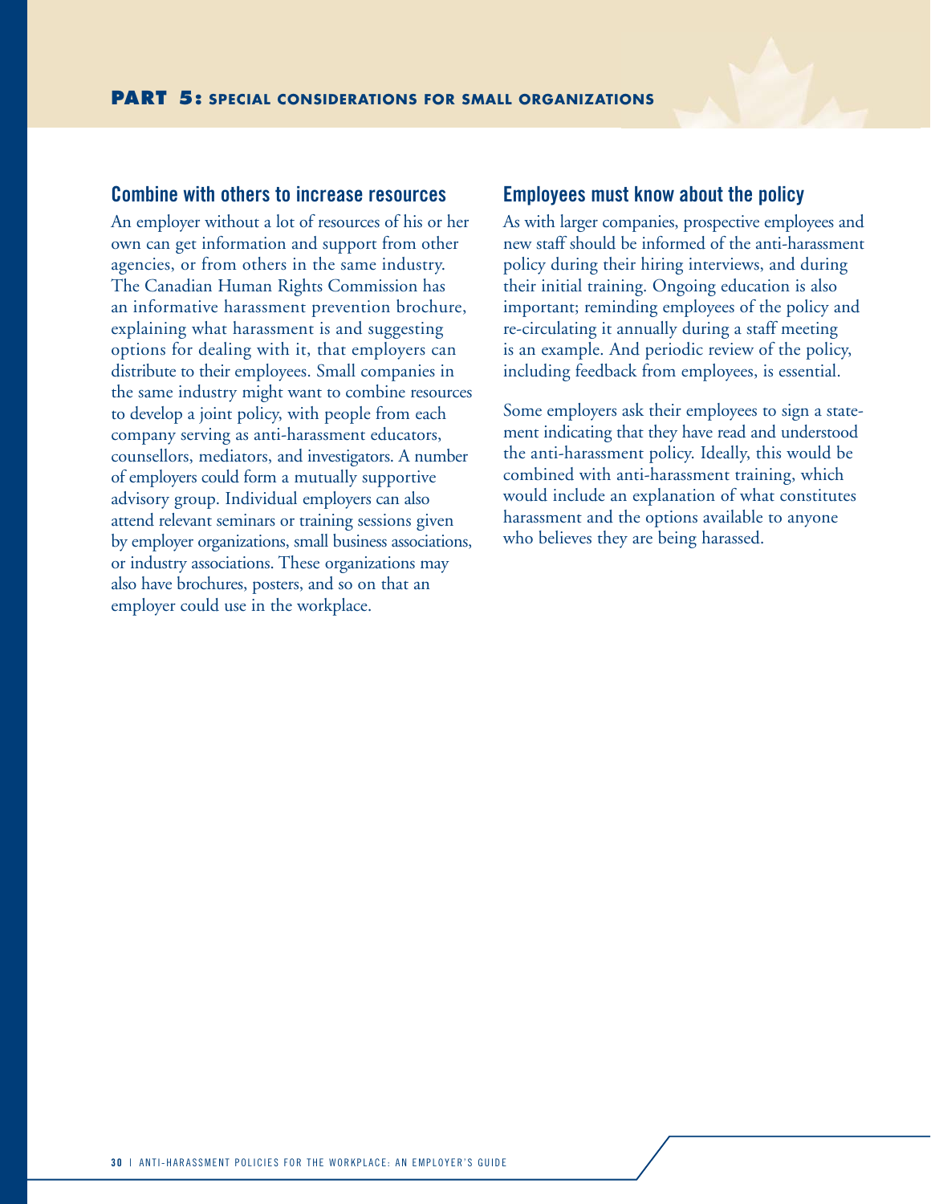# PART 5: SPECIAL CONSIDERATIONS FOR SMALL ORGANIZATIONS

### Combine with others to increase resources

An employer without a lot of resources of his or her own can get information and support from other agencies, or from others in the same industry. The Canadian Human Rights Commission has an informative harassment prevention brochure, explaining what harassment is and suggesting options for dealing with it, that employers can distribute to their employees. Small companies in the same industry might want to combine resources to develop a joint policy, with people from each company serving as anti-harassment educators, counsellors, mediators, and investigators. A number of employers could form a mutually supportive advisory group. Individual employers can also attend relevant seminars or training sessions given by employer organizations, small business associations, or industry associations. These organizations may also have brochures, posters, and so on that an employer could use in the workplace.

### Employees must know about the policy

As with larger companies, prospective employees and new staff should be informed of the anti-harassment policy during their hiring interviews, and during their initial training. Ongoing education is also important; reminding employees of the policy and re-circulating it annually during a staff meeting is an example. And periodic review of the policy, including feedback from employees, is essential.

Some employers ask their employees to sign a statement indicating that they have read and understood the anti-harassment policy. Ideally, this would be combined with anti-harassment training, which would include an explanation of what constitutes harassment and the options available to anyone who believes they are being harassed.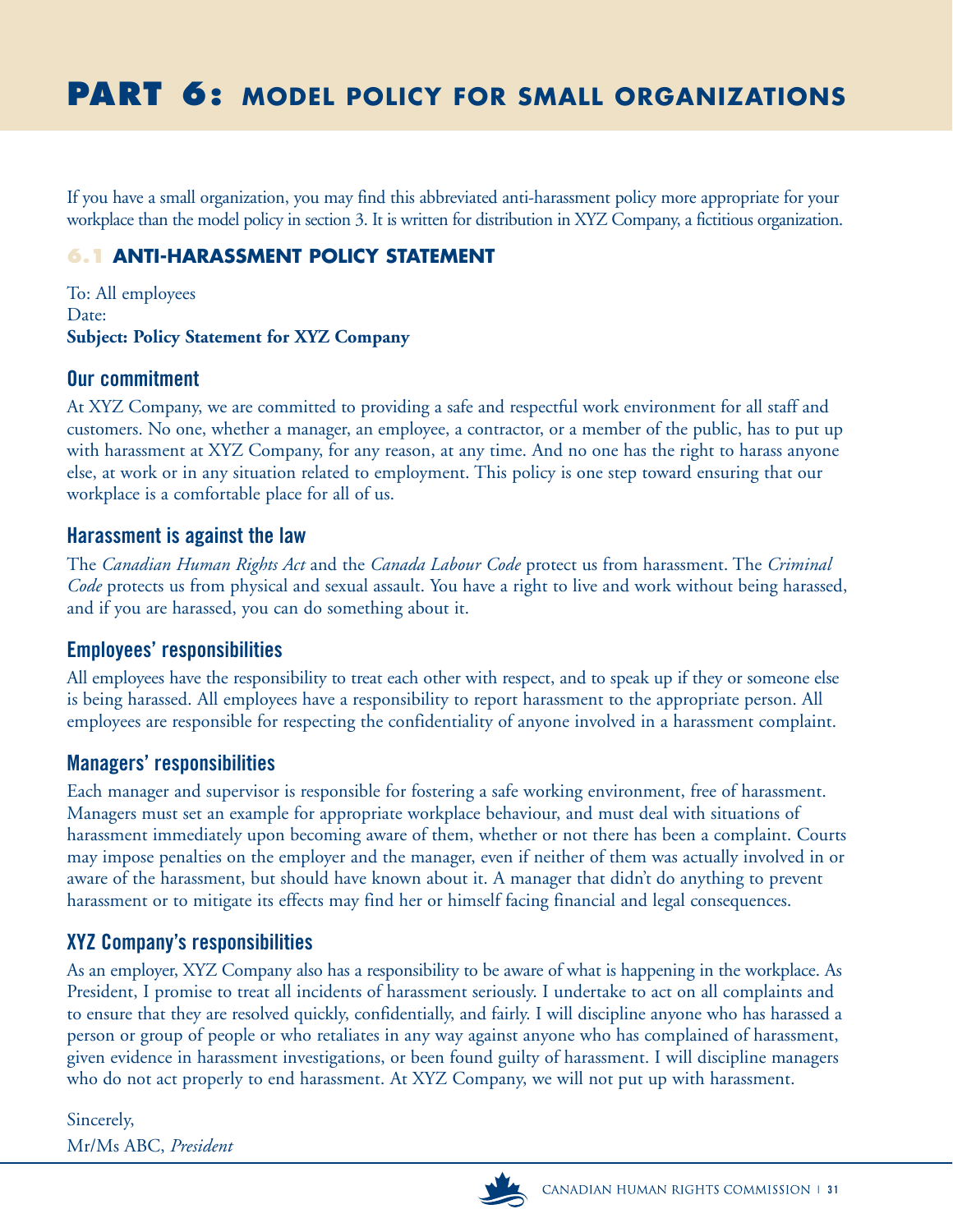# PART 6: MODEL POLICY FOR SMALL ORGANIZATIONS

If you have a small organization, you may find this abbreviated anti-harassment policy more appropriate for your workplace than the model policy in section 3. It is written for distribution in XYZ Company, a fictitious organization.

## 6.1 ANTI-HARASSMENT POLICY STATEMENT

To: All employees
Date:
**Subject: Policy Statement for XYZ Company**

### Our commitment

At XYZ Company, we are committed to providing a safe and respectful work environment for all staff and customers. No one, whether a manager, an employee, a contractor, or a member of the public, has to put up with harassment at XYZ Company, for any reason, at any time. And no one has the right to harass anyone else, at work or in any situation related to employment. This policy is one step toward ensuring that our workplace is a comfortable place for all of us.

### Harassment is against the law

The *Canadian Human Rights Act* and the *Canada Labour Code* protect us from harassment. The *Criminal Code* protects us from physical and sexual assault. You have a right to live and work without being harassed, and if you are harassed, you can do something about it.

### Employees' responsibilities

All employees have the responsibility to treat each other with respect, and to speak up if they or someone else is being harassed. All employees have a responsibility to report harassment to the appropriate person. All employees are responsible for respecting the confidentiality of anyone involved in a harassment complaint.

### Managers' responsibilities

Each manager and supervisor is responsible for fostering a safe working environment, free of harassment. Managers must set an example for appropriate workplace behaviour, and must deal with situations of harassment immediately upon becoming aware of them, whether or not there has been a complaint. Courts may impose penalties on the employer and the manager, even if neither of them was actually involved in or aware of the harassment, but should have known about it. A manager that didn't do anything to prevent harassment or to mitigate its effects may find her or himself facing financial and legal consequences.

### XYZ Company's responsibilities

As an employer, XYZ Company also has a responsibility to be aware of what is happening in the workplace. As President, I promise to treat all incidents of harassment seriously. I undertake to act on all complaints and to ensure that they are resolved quickly, confidentially, and fairly. I will discipline anyone who has harassed a person or group of people or who retaliates in any way against anyone who has complained of harassment, given evidence in harassment investigations, or been found guilty of harassment. I will discipline managers who do not act properly to end harassment. At XYZ Company, we will not put up with harassment.

Sincerely,
Mr/Ms ABC, *President*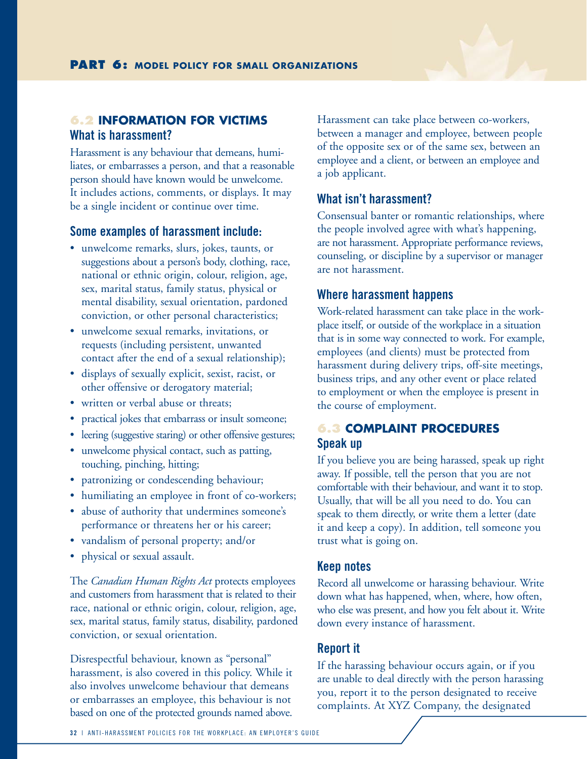## 6.2 INFORMATION FOR VICTIMS

### What is harassment?

Harassment is any behaviour that demeans, humiliates, or embarrasses a person, and that a reasonable person should have known would be unwelcome. It includes actions, comments, or displays. It may be a single incident or continue over time.

### Some examples of harassment include:

- unwelcome remarks, slurs, jokes, taunts, or suggestions about a person's body, clothing, race, national or ethnic origin, colour, religion, age, sex, marital status, family status, physical or mental disability, sexual orientation, pardoned conviction, or other personal characteristics;
- unwelcome sexual remarks, invitations, or requests (including persistent, unwanted contact after the end of a sexual relationship);
- displays of sexually explicit, sexist, racist, or other offensive or derogatory material;
- written or verbal abuse or threats;
- practical jokes that embarrass or insult someone;
- leering (suggestive staring) or other offensive gestures;
- unwelcome physical contact, such as patting, touching, pinching, hitting;
- patronizing or condescending behaviour;
- humiliating an employee in front of co-workers;
- abuse of authority that undermines someone's performance or threatens her or his career;
- vandalism of personal property; and/or
- physical or sexual assault.

The *Canadian Human Rights Act* protects employees and customers from harassment that is related to their race, national or ethnic origin, colour, religion, age, sex, marital status, family status, disability, pardoned conviction, or sexual orientation.

Disrespectful behaviour, known as "personal" harassment, is also covered in this policy. While it also involves unwelcome behaviour that demeans or embarrasses an employee, this behaviour is not based on one of the protected grounds named above.

Harassment can take place between co-workers, between a manager and employee, between people of the opposite sex or of the same sex, between an employee and a client, or between an employee and a job applicant.

### What isn't harassment?

Consensual banter or romantic relationships, where the people involved agree with what's happening, are not harassment. Appropriate performance reviews, counseling, or discipline by a supervisor or manager are not harassment.

### Where harassment happens

Work-related harassment can take place in the workplace itself, or outside of the workplace in a situation that is in some way connected to work. For example, employees (and clients) must be protected from harassment during delivery trips, off-site meetings, business trips, and any other event or place related to employment or when the employee is present in the course of employment.

## 6.3 COMPLAINT PROCEDURES

### Speak up

If you believe you are being harassed, speak up right away. If possible, tell the person that you are not comfortable with their behaviour, and want it to stop. Usually, that will be all you need to do. You can speak to them directly, or write them a letter (date it and keep a copy). In addition, tell someone you trust what is going on.

### Keep notes

Record all unwelcome or harassing behaviour. Write down what has happened, when, where, how often, who else was present, and how you felt about it. Write down every instance of harassment.

### Report it

If the harassing behaviour occurs again, or if you are unable to deal directly with the person harassing you, report it to the person designated to receive complaints. At XYZ Company, the designated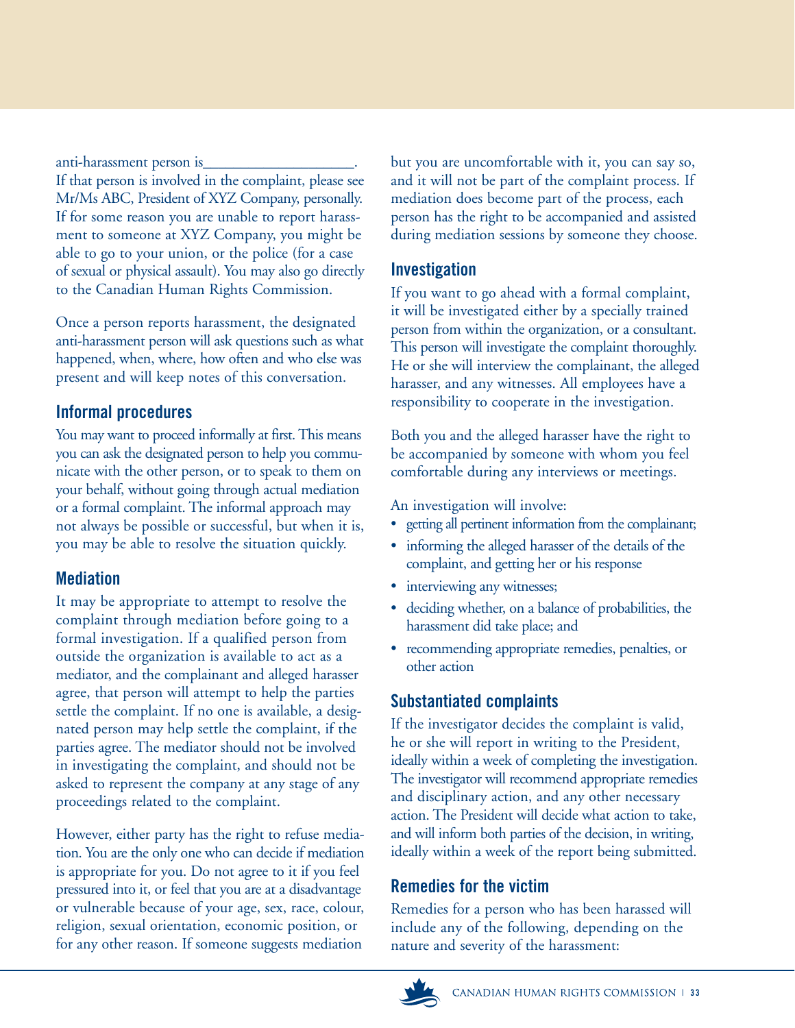anti-harassment person is___________________. If that person is involved in the complaint, please see Mr/Ms ABC, President of XYZ Company, personally. If for some reason you are unable to report harassment to someone at XYZ Company, you might be able to go to your union, or the police (for a case of sexual or physical assault). You may also go directly to the Canadian Human Rights Commission.

Once a person reports harassment, the designated anti-harassment person will ask questions such as what happened, when, where, how often and who else was present and will keep notes of this conversation.

### Informal procedures

You may want to proceed informally at first. This means you can ask the designated person to help you communicate with the other person, or to speak to them on your behalf, without going through actual mediation or a formal complaint. The informal approach may not always be possible or successful, but when it is, you may be able to resolve the situation quickly.

### Mediation

It may be appropriate to attempt to resolve the complaint through mediation before going to a formal investigation. If a qualified person from outside the organization is available to act as a mediator, and the complainant and alleged harasser agree, that person will attempt to help the parties settle the complaint. If no one is available, a designated person may help settle the complaint, if the parties agree. The mediator should not be involved in investigating the complaint, and should not be asked to represent the company at any stage of any proceedings related to the complaint.

However, either party has the right to refuse mediation. You are the only one who can decide if mediation is appropriate for you. Do not agree to it if you feel pressured into it, or feel that you are at a disadvantage or vulnerable because of your age, sex, race, colour, religion, sexual orientation, economic position, or for any other reason. If someone suggests mediation but you are uncomfortable with it, you can say so, and it will not be part of the complaint process. If mediation does become part of the process, each person has the right to be accompanied and assisted during mediation sessions by someone they choose.

### Investigation

If you want to go ahead with a formal complaint, it will be investigated either by a specially trained person from within the organization, or a consultant. This person will investigate the complaint thoroughly. He or she will interview the complainant, the alleged harasser, and any witnesses. All employees have a responsibility to cooperate in the investigation.

Both you and the alleged harasser have the right to be accompanied by someone with whom you feel comfortable during any interviews or meetings.

An investigation will involve:

- getting all pertinent information from the complainant;
- informing the alleged harasser of the details of the complaint, and getting her or his response
- interviewing any witnesses;
- deciding whether, on a balance of probabilities, the harassment did take place; and
- recommending appropriate remedies, penalties, or other action

### Substantiated complaints

If the investigator decides the complaint is valid, he or she will report in writing to the President, ideally within a week of completing the investigation. The investigator will recommend appropriate remedies and disciplinary action, and any other necessary action. The President will decide what action to take, and will inform both parties of the decision, in writing, ideally within a week of the report being submitted.

### Remedies for the victim

Remedies for a person who has been harassed will include any of the following, depending on the nature and severity of the harassment: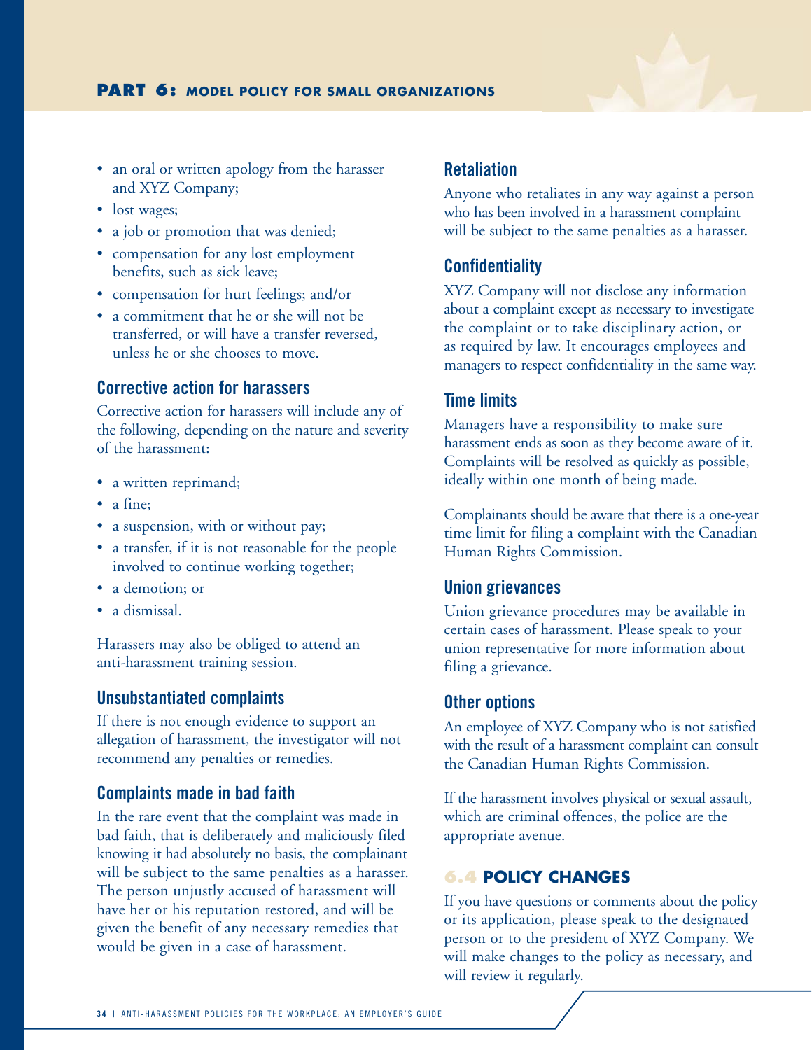- an oral or written apology from the harasser and XYZ Company;
- lost wages;
- a job or promotion that was denied;
- compensation for any lost employment benefits, such as sick leave;
- compensation for hurt feelings; and/or
- a commitment that he or she will not be transferred, or will have a transfer reversed, unless he or she chooses to move.

### Corrective action for harassers

Corrective action for harassers will include any of the following, depending on the nature and severity of the harassment:

- a written reprimand;
- a fine;
- a suspension, with or without pay;
- a transfer, if it is not reasonable for the people involved to continue working together;
- a demotion; or
- a dismissal.

Harassers may also be obliged to attend an anti-harassment training session.

### Unsubstantiated complaints

If there is not enough evidence to support an allegation of harassment, the investigator will not recommend any penalties or remedies.

### Complaints made in bad faith

In the rare event that the complaint was made in bad faith, that is deliberately and maliciously filed knowing it had absolutely no basis, the complainant will be subject to the same penalties as a harasser. The person unjustly accused of harassment will have her or his reputation restored, and will be given the benefit of any necessary remedies that would be given in a case of harassment.

### Retaliation

Anyone who retaliates in any way against a person who has been involved in a harassment complaint will be subject to the same penalties as a harasser.

### Confidentiality

XYZ Company will not disclose any information about a complaint except as necessary to investigate the complaint or to take disciplinary action, or as required by law. It encourages employees and managers to respect confidentiality in the same way.

### Time limits

Managers have a responsibility to make sure harassment ends as soon as they become aware of it. Complaints will be resolved as quickly as possible, ideally within one month of being made.

Complainants should be aware that there is a one-year time limit for filing a complaint with the Canadian Human Rights Commission.

### Union grievances

Union grievance procedures may be available in certain cases of harassment. Please speak to your union representative for more information about filing a grievance.

### Other options

An employee of XYZ Company who is not satisfied with the result of a harassment complaint can consult the Canadian Human Rights Commission.

If the harassment involves physical or sexual assault, which are criminal offences, the police are the appropriate avenue.

## 6.4 POLICY CHANGES

If you have questions or comments about the policy or its application, please speak to the designated person or to the president of XYZ Company. We will make changes to the policy as necessary, and will review it regularly.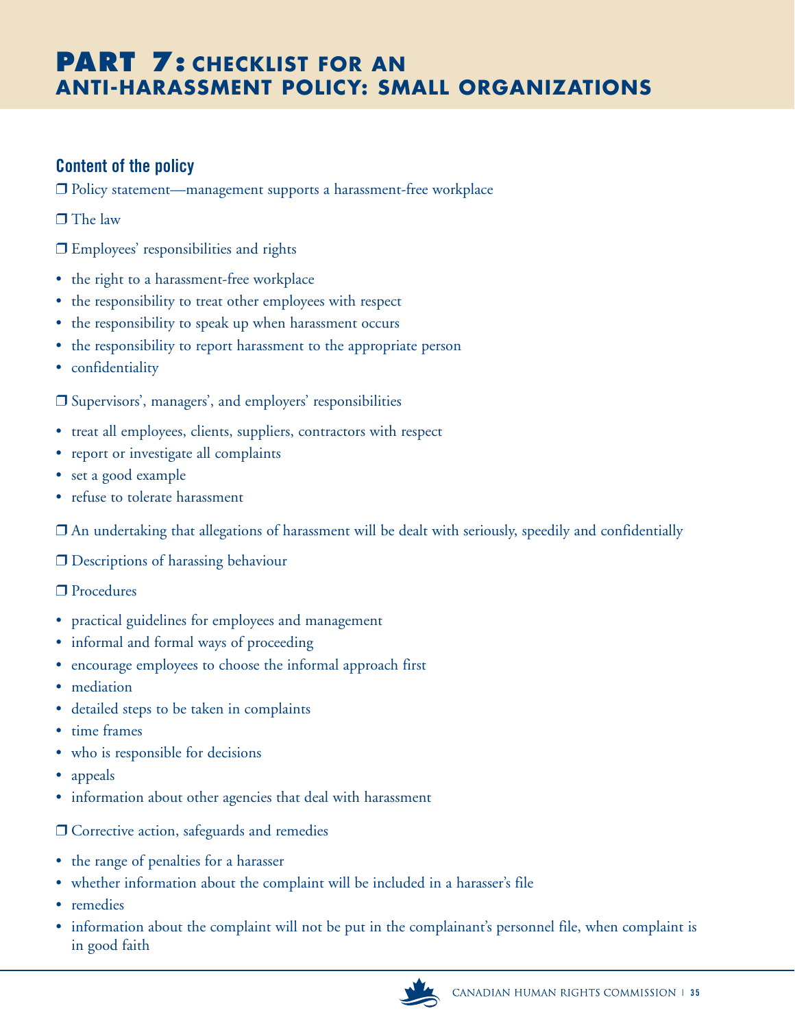# PART 7: CHECKLIST FOR AN ANTI-HARASSMENT POLICY: SMALL ORGANIZATIONS

## Content of the policy

❒ Policy statement—management supports a harassment-free workplace

❒ The law

❒ Employees' responsibilities and rights

- the right to a harassment-free workplace
- the responsibility to treat other employees with respect
- the responsibility to speak up when harassment occurs
- the responsibility to report harassment to the appropriate person
- confidentiality

❒ Supervisors', managers', and employers' responsibilities

- treat all employees, clients, suppliers, contractors with respect
- report or investigate all complaints
- set a good example
- refuse to tolerate harassment

❒ An undertaking that allegations of harassment will be dealt with seriously, speedily and confidentially

❒ Descriptions of harassing behaviour

❒ Procedures

- practical guidelines for employees and management
- informal and formal ways of proceeding
- encourage employees to choose the informal approach first
- mediation
- detailed steps to be taken in complaints
- time frames
- who is responsible for decisions
- appeals
- information about other agencies that deal with harassment

❒ Corrective action, safeguards and remedies

- the range of penalties for a harasser
- whether information about the complaint will be included in a harasser's file
- remedies
- information about the complaint will not be put in the complainant's personnel file, when complaint is in good faith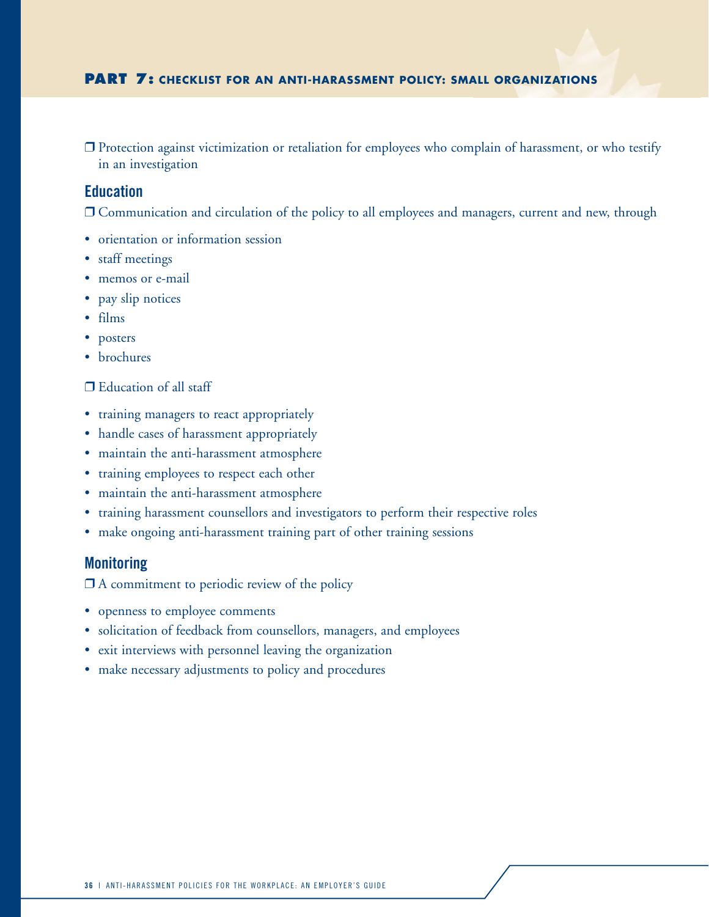❒ Protection against victimization or retaliation for employees who complain of harassment, or who testify in an investigation

## Education

❒ Communication and circulation of the policy to all employees and managers, current and new, through

- orientation or information session
- staff meetings
- memos or e-mail
- pay slip notices
- films
- posters
- brochures

❒ Education of all staff

- training managers to react appropriately
- handle cases of harassment appropriately
- maintain the anti-harassment atmosphere
- training employees to respect each other
- maintain the anti-harassment atmosphere
- training harassment counsellors and investigators to perform their respective roles
- make ongoing anti-harassment training part of other training sessions

## Monitoring

❒ A commitment to periodic review of the policy

- openness to employee comments
- solicitation of feedback from counsellors, managers, and employees
- exit interviews with personnel leaving the organization
- make necessary adjustments to policy and procedures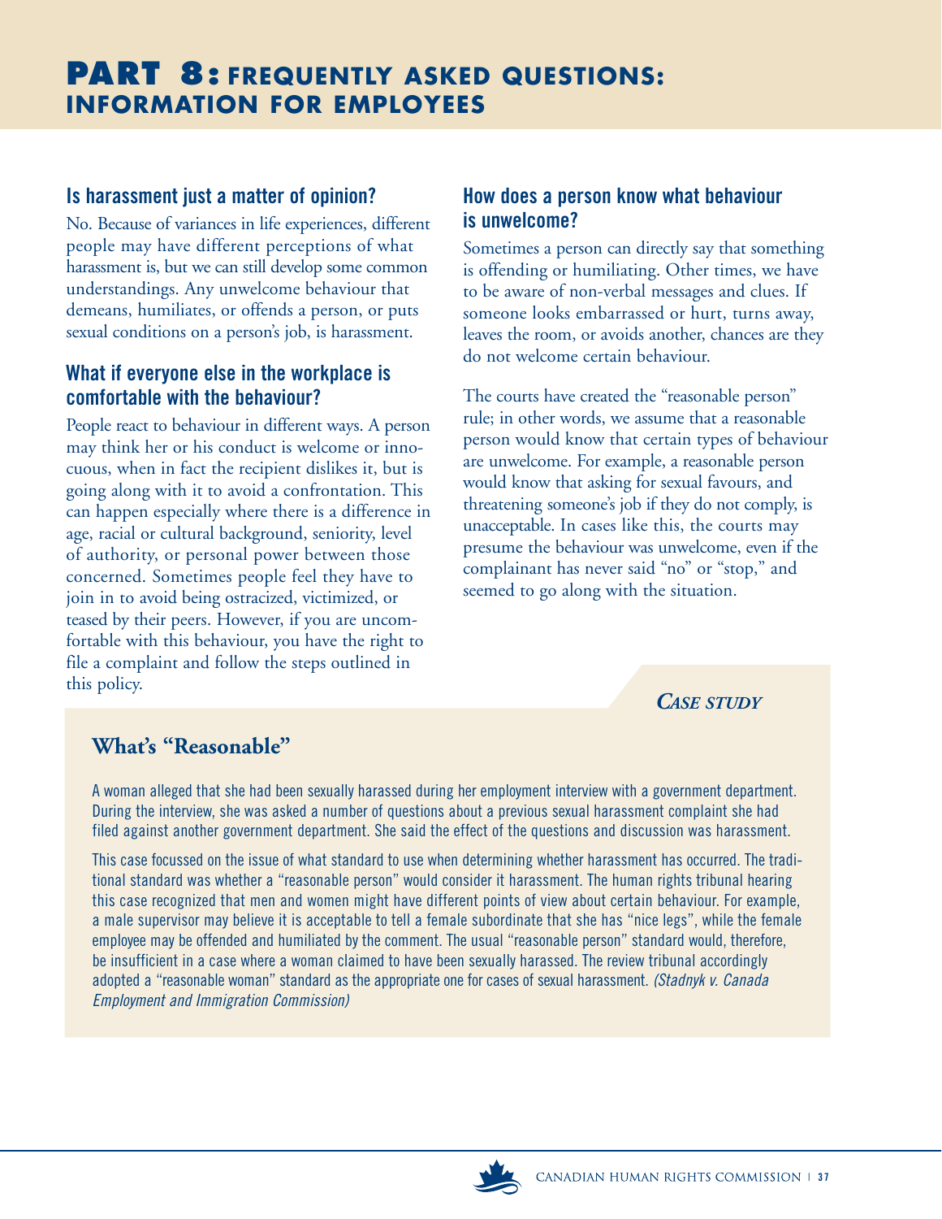# PART 8: FREQUENTLY ASKED QUESTIONS: INFORMATION FOR EMPLOYEES

### Is harassment just a matter of opinion?

No. Because of variances in life experiences, different people may have different perceptions of what harassment is, but we can still develop some common understandings. Any unwelcome behaviour that demeans, humiliates, or offends a person, or puts sexual conditions on a person's job, is harassment.

### What if everyone else in the workplace is comfortable with the behaviour?

People react to behaviour in different ways. A person may think her or his conduct is welcome or innocuous, when in fact the recipient dislikes it, but is going along with it to avoid a confrontation. This can happen especially where there is a difference in age, racial or cultural background, seniority, level of authority, or personal power between those concerned. Sometimes people feel they have to join in to avoid being ostracized, victimized, or teased by their peers. However, if you are uncomfortable with this behaviour, you have the right to file a complaint and follow the steps outlined in this policy.

### How does a person know what behaviour is unwelcome?

Sometimes a person can directly say that something is offending or humiliating. Other times, we have to be aware of non-verbal messages and clues. If someone looks embarrassed or hurt, turns away, leaves the room, or avoids another, chances are they do not welcome certain behaviour.

The courts have created the "reasonable person" rule; in other words, we assume that a reasonable person would know that certain types of behaviour are unwelcome. For example, a reasonable person would know that asking for sexual favours, and threatening someone's job if they do not comply, is unacceptable. In cases like this, the courts may presume the behaviour was unwelcome, even if the complainant has never said "no" or "stop," and seemed to go along with the situation.

***Case study***

## What's "Reasonable"

A woman alleged that she had been sexually harassed during her employment interview with a government department. During the interview, she was asked a number of questions about a previous sexual harassment complaint she had filed against another government department. She said the effect of the questions and discussion was harassment.

This case focussed on the issue of what standard to use when determining whether harassment has occurred. The traditional standard was whether a "reasonable person" would consider it harassment. The human rights tribunal hearing this case recognized that men and women might have different points of view about certain behaviour. For example, a male supervisor may believe it is acceptable to tell a female subordinate that she has "nice legs", while the female employee may be offended and humiliated by the comment. The usual "reasonable person" standard would, therefore, be insufficient in a case where a woman claimed to have been sexually harassed. The review tribunal accordingly adopted a "reasonable woman" standard as the appropriate one for cases of sexual harassment. *(Stadnyk v. Canada Employment and Immigration Commission)*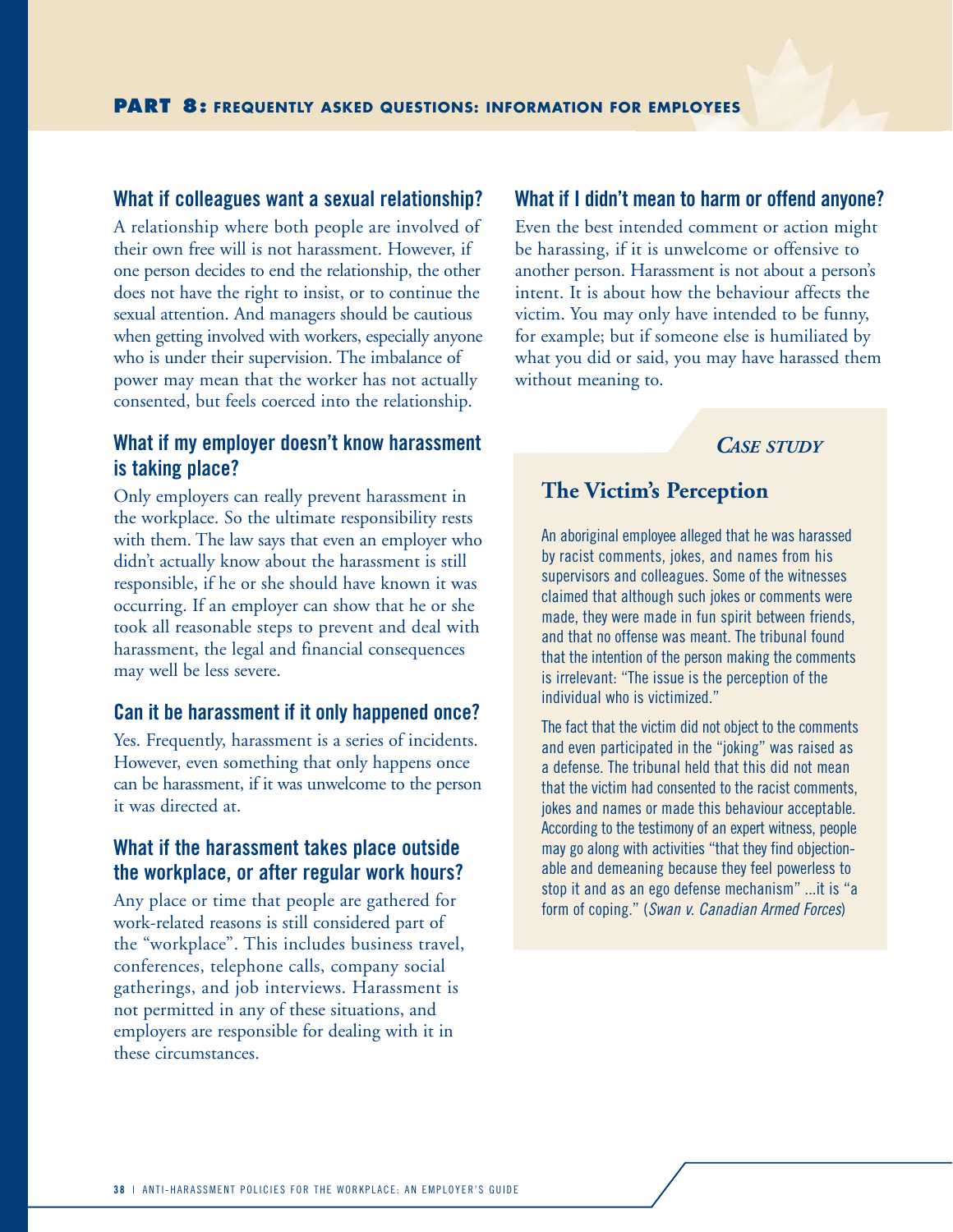### What if colleagues want a sexual relationship?

A relationship where both people are involved of their own free will is not harassment. However, if one person decides to end the relationship, the other does not have the right to insist, or to continue the sexual attention. And managers should be cautious when getting involved with workers, especially anyone who is under their supervision. The imbalance of power may mean that the worker has not actually consented, but feels coerced into the relationship.

### What if my employer doesn't know harassment is taking place?

Only employers can really prevent harassment in the workplace. So the ultimate responsibility rests with them. The law says that even an employer who didn't actually know about the harassment is still responsible, if he or she should have known it was occurring. If an employer can show that he or she took all reasonable steps to prevent and deal with harassment, the legal and financial consequences may well be less severe.

### Can it be harassment if it only happened once?

Yes. Frequently, harassment is a series of incidents. However, even something that only happens once can be harassment, if it was unwelcome to the person it was directed at.

### What if the harassment takes place outside the workplace, or after regular work hours?

Any place or time that people are gathered for work-related reasons is still considered part of the "workplace". This includes business travel, conferences, telephone calls, company social gatherings, and job interviews. Harassment is not permitted in any of these situations, and employers are responsible for dealing with it in these circumstances.

### What if I didn't mean to harm or offend anyone?

Even the best intended comment or action might be harassing, if it is unwelcome or offensive to another person. Harassment is not about a person's intent. It is about how the behaviour affects the victim. You may only have intended to be funny, for example; but if someone else is humiliated by what you did or said, you may have harassed them without meaning to.

***Case study***

## The Victim's Perception

An aboriginal employee alleged that he was harassed by racist comments, jokes, and names from his supervisors and colleagues. Some of the witnesses claimed that although such jokes or comments were made, they were made in fun spirit between friends, and that no offense was meant. The tribunal found that the intention of the person making the comments is irrelevant: "The issue is the perception of the individual who is victimized."

The fact that the victim did not object to the comments and even participated in the "joking" was raised as a defense. The tribunal held that this did not mean that the victim had consented to the racist comments, jokes and names or made this behaviour acceptable. According to the testimony of an expert witness, people may go along with activities "that they find objectionable and demeaning because they feel powerless to stop it and as an ego defense mechanism" ...it is "a form of coping." (*Swan v. Canadian Armed Forces*)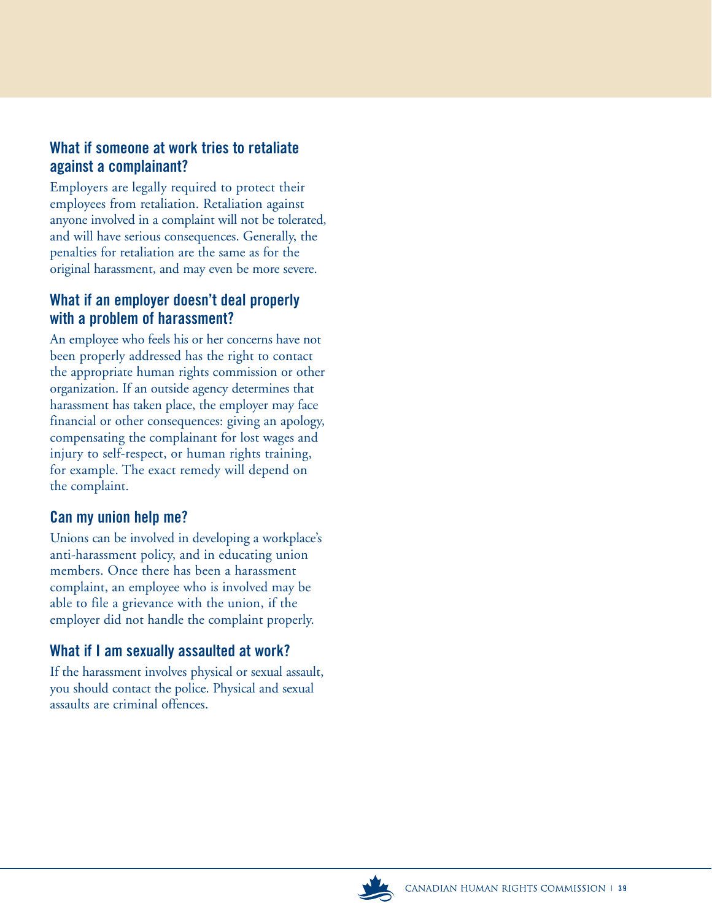### What if someone at work tries to retaliate against a complainant?

Employers are legally required to protect their employees from retaliation. Retaliation against anyone involved in a complaint will not be tolerated, and will have serious consequences. Generally, the penalties for retaliation are the same as for the original harassment, and may even be more severe.

### What if an employer doesn't deal properly with a problem of harassment?

An employee who feels his or her concerns have not been properly addressed has the right to contact the appropriate human rights commission or other organization. If an outside agency determines that harassment has taken place, the employer may face financial or other consequences: giving an apology, compensating the complainant for lost wages and injury to self-respect, or human rights training, for example. The exact remedy will depend on the complaint.

### Can my union help me?

Unions can be involved in developing a workplace's anti-harassment policy, and in educating union members. Once there has been a harassment complaint, an employee who is involved may be able to file a grievance with the union, if the employer did not handle the complaint properly.

### What if I am sexually assaulted at work?

If the harassment involves physical or sexual assault, you should contact the police. Physical and sexual assaults are criminal offences.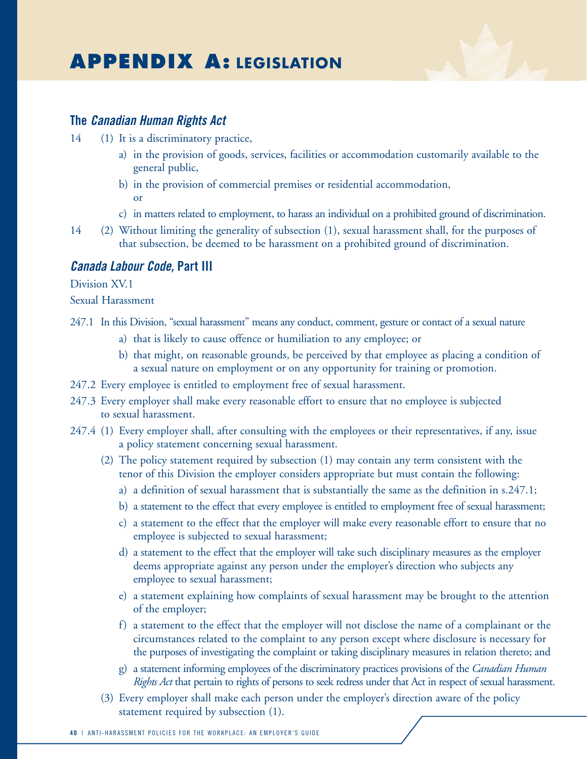# APPENDIX A: LEGISLATION

## The *Canadian Human Rights Act*

14 (1) It is a discriminatory practice,

a) in the provision of goods, services, facilities or accommodation customarily available to the general public,

b) in the provision of commercial premises or residential accommodation, or

c) in matters related to employment, to harass an individual on a prohibited ground of discrimination.

14 (2) Without limiting the generality of subsection (1), sexual harassment shall, for the purposes of that subsection, be deemed to be harassment on a prohibited ground of discrimination.

## *Canada Labour Code,* Part III

Division XV.1

Sexual Harassment

247.1 In this Division, "sexual harassment" means any conduct, comment, gesture or contact of a sexual nature

a) that is likely to cause offence or humiliation to any employee; or

b) that might, on reasonable grounds, be perceived by that employee as placing a condition of a sexual nature on employment or on any opportunity for training or promotion.

247.2 Every employee is entitled to employment free of sexual harassment.

247.3 Every employer shall make every reasonable effort to ensure that no employee is subjected to sexual harassment.

247.4 (1) Every employer shall, after consulting with the employees or their representatives, if any, issue a policy statement concerning sexual harassment.

(2) The policy statement required by subsection (1) may contain any term consistent with the tenor of this Division the employer considers appropriate but must contain the following:

a) a definition of sexual harassment that is substantially the same as the definition in s.247.1;

b) a statement to the effect that every employee is entitled to employment free of sexual harassment;

c) a statement to the effect that the employer will make every reasonable effort to ensure that no employee is subjected to sexual harassment;

d) a statement to the effect that the employer will take such disciplinary measures as the employer deems appropriate against any person under the employer's direction who subjects any employee to sexual harassment;

e) a statement explaining how complaints of sexual harassment may be brought to the attention of the employer;

f) a statement to the effect that the employer will not disclose the name of a complainant or the circumstances related to the complaint to any person except where disclosure is necessary for the purposes of investigating the complaint or taking disciplinary measures in relation thereto; and

g) a statement informing employees of the discriminatory practices provisions of the *Canadian Human Rights Act* that pertain to rights of persons to seek redress under that Act in respect of sexual harassment.

(3) Every employer shall make each person under the employer's direction aware of the policy statement required by subsection (1).